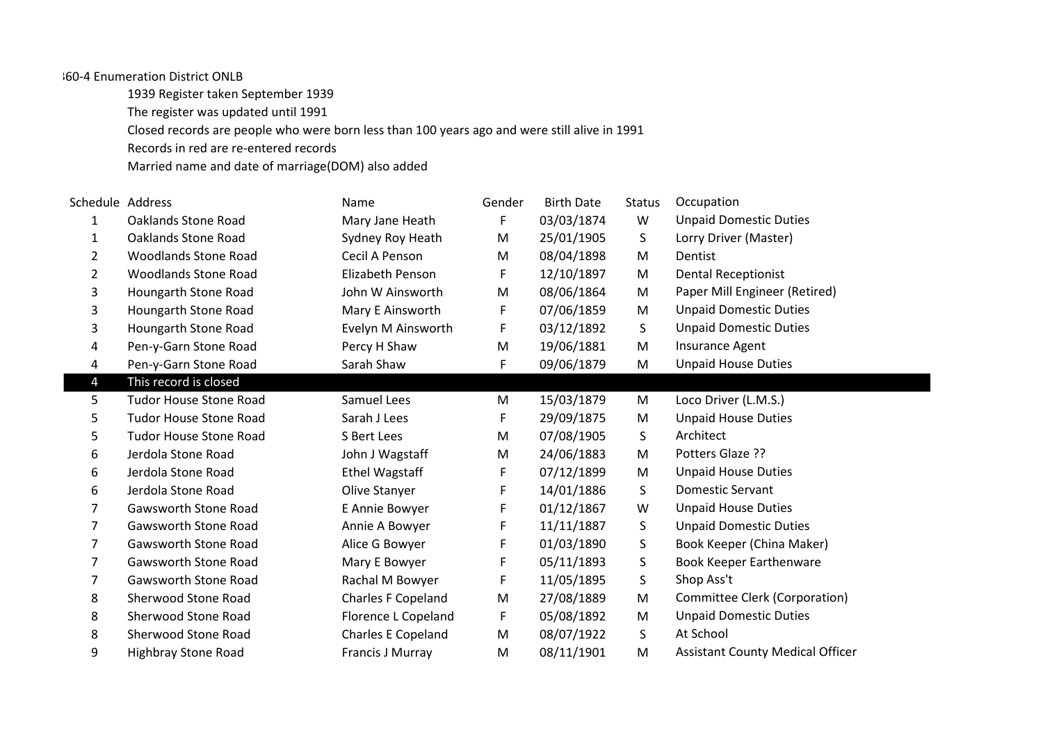:60-4 Enumeration District ONLB

1939 Register taken September 1939

The register was updated until 1991

Closed records are people who were born less than 100 years ago and were still alive in 1991

Records in red are re-entered records

Married name and date of marriage(DOM) also added

| Schedule | Address | Name | Gender | Birth Date | Status | Occupation |
|---|---|---|---|---|---|---|
| 1 | Oaklands Stone Road | Mary Jane Heath | F | 03/03/1874 | W | Unpaid Domestic Duties |
| 1 | Oaklands Stone Road | Sydney Roy Heath | M | 25/01/1905 | S | Lorry Driver (Master) |
| 2 | Woodlands Stone Road | Cecil A Penson | M | 08/04/1898 | M | Dentist |
| 2 | Woodlands Stone Road | Elizabeth Penson | F | 12/10/1897 | M | Dental Receptionist |
| 3 | Houngarth Stone Road | John W Ainsworth | M | 08/06/1864 | M | Paper Mill Engineer (Retired) |
| 3 | Houngarth Stone Road | Mary E Ainsworth | F | 07/06/1859 | M | Unpaid Domestic Duties |
| 3 | Houngarth Stone Road | Evelyn M Ainsworth | F | 03/12/1892 | S | Unpaid Domestic Duties |
| 4 | Pen-y-Garn Stone Road | Percy H Shaw | M | 19/06/1881 | M | Insurance Agent |
| 4 | Pen-y-Garn Stone Road | Sarah Shaw | F | 09/06/1879 | M | Unpaid House Duties |
| 4 | This record is closed | | | | | |
| 5 | Tudor House Stone Road | Samuel Lees | M | 15/03/1879 | M | Loco Driver (L.M.S.) |
| 5 | Tudor House Stone Road | Sarah J Lees | F | 29/09/1875 | M | Unpaid House Duties |
| 5 | Tudor House Stone Road | S Bert Lees | M | 07/08/1905 | S | Architect |
| 6 | Jerdola Stone Road | John J Wagstaff | M | 24/06/1883 | M | Potters Glaze ?? |
| 6 | Jerdola Stone Road | Ethel Wagstaff | F | 07/12/1899 | M | Unpaid House Duties |
| 6 | Jerdola Stone Road | Olive Stanyer | F | 14/01/1886 | S | Domestic Servant |
| 7 | Gawsworth Stone Road | E Annie Bowyer | F | 01/12/1867 | W | Unpaid House Duties |
| 7 | Gawsworth Stone Road | Annie A Bowyer | F | 11/11/1887 | S | Unpaid Domestic Duties |
| 7 | Gawsworth Stone Road | Alice G Bowyer | F | 01/03/1890 | S | Book Keeper (China Maker) |
| 7 | Gawsworth Stone Road | Mary E Bowyer | F | 05/11/1893 | S | Book Keeper Earthenware |
| 7 | Gawsworth Stone Road | Rachal M Bowyer | F | 11/05/1895 | S | Shop Ass't |
| 8 | Sherwood Stone Road | Charles F Copeland | M | 27/08/1889 | M | Committee Clerk (Corporation) |
| 8 | Sherwood Stone Road | Florence L Copeland | F | 05/08/1892 | M | Unpaid Domestic Duties |
| 8 | Sherwood Stone Road | Charles E Copeland | M | 08/07/1922 | S | At School |
| 9 | Highbray Stone Road | Francis J Murray | M | 08/11/1901 | M | Assistant County Medical Officer |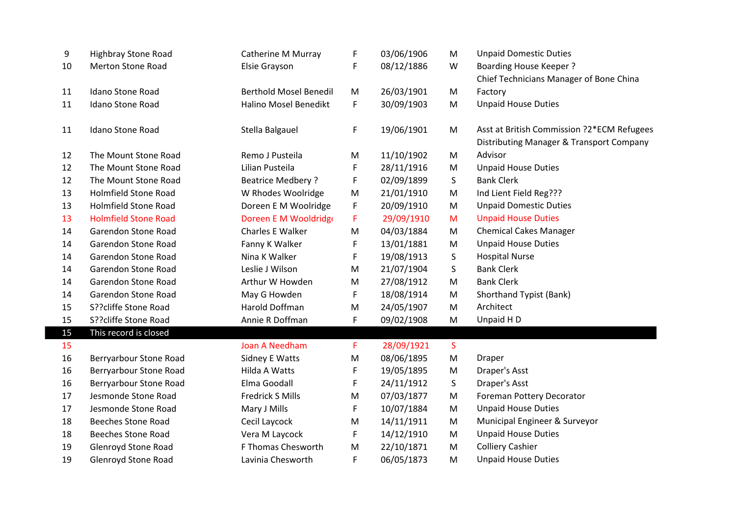| | | | | | | |
|---|---|---|---|---|---|---|
| 9 | Highbray Stone Road | Catherine M Murray | F | 03/06/1906 | M | Unpaid Domestic Duties |
| 10 | Merton Stone Road | Elsie Grayson | F | 08/12/1886 | W | Boarding House Keeper ? |
| 11 | Idano Stone Road | Berthold Mosel Benedil | M | 26/03/1901 | M | Chief Technicians Manager of Bone China Factory |
| 11 | Idano Stone Road | Halino Mosel Benedikt | F | 30/09/1903 | M | Unpaid House Duties |
| 11 | Idano Stone Road | Stella Balgauel | F | 19/06/1901 | M | Asst at British Commission ?2*ECM Refugees |
| 12 | The Mount Stone Road | Remo J Pusteila | M | 11/10/1902 | M | Distributing Manager & Transport Company Advisor |
| 12 | The Mount Stone Road | Lilian Pusteila | F | 28/11/1916 | M | Unpaid House Duties |
| 12 | The Mount Stone Road | Beatrice Medbery ? | F | 02/09/1899 | S | Bank Clerk |
| 13 | Holmfield Stone Road | W Rhodes Woolridge | M | 21/01/1910 | M | Ind Lient Field Reg??? |
| 13 | Holmfield Stone Road | Doreen E M Woolridge | F | 20/09/1910 | M | Unpaid Domestic Duties |
| 13 | Holmfield Stone Road | Doreen E M Wooldridge | F | 29/09/1910 | M | Unpaid House Duties |
| 14 | Garendon Stone Road | Charles E Walker | M | 04/03/1884 | M | Chemical Cakes Manager |
| 14 | Garendon Stone Road | Fanny K Walker | F | 13/01/1881 | M | Unpaid House Duties |
| 14 | Garendon Stone Road | Nina K Walker | F | 19/08/1913 | S | Hospital Nurse |
| 14 | Garendon Stone Road | Leslie J Wilson | M | 21/07/1904 | S | Bank Clerk |
| 14 | Garendon Stone Road | Arthur W Howden | M | 27/08/1912 | M | Bank Clerk |
| 14 | Garendon Stone Road | May G Howden | F | 18/08/1914 | M | Shorthand Typist (Bank) |
| 15 | S??cliffe Stone Road | Harold Doffman | M | 24/05/1907 | M | Architect |
| 15 | S??cliffe Stone Road | Annie R Doffman | F | 09/02/1908 | M | Unpaid H D |
| 15 | This record is closed | | | | | |
| 15 | | Joan A Needham | F | 28/09/1921 | S | |
| 16 | Berryarbour Stone Road | Sidney E Watts | M | 08/06/1895 | M | Draper |
| 16 | Berryarbour Stone Road | Hilda A Watts | F | 19/05/1895 | M | Draper's Asst |
| 16 | Berryarbour Stone Road | Elma Goodall | F | 24/11/1912 | S | Draper's Asst |
| 17 | Jesmonde Stone Road | Fredrick S Mills | M | 07/03/1877 | M | Foreman Pottery Decorator |
| 17 | Jesmonde Stone Road | Mary J Mills | F | 10/07/1884 | M | Unpaid House Duties |
| 18 | Beeches Stone Road | Cecil Laycock | M | 14/11/1911 | M | Municipal Engineer & Surveyor |
| 18 | Beeches Stone Road | Vera M Laycock | F | 14/12/1910 | M | Unpaid House Duties |
| 19 | Glenroyd Stone Road | F Thomas Chesworth | M | 22/10/1871 | M | Colliery Cashier |
| 19 | Glenroyd Stone Road | Lavinia Chesworth | F | 06/05/1873 | M | Unpaid House Duties |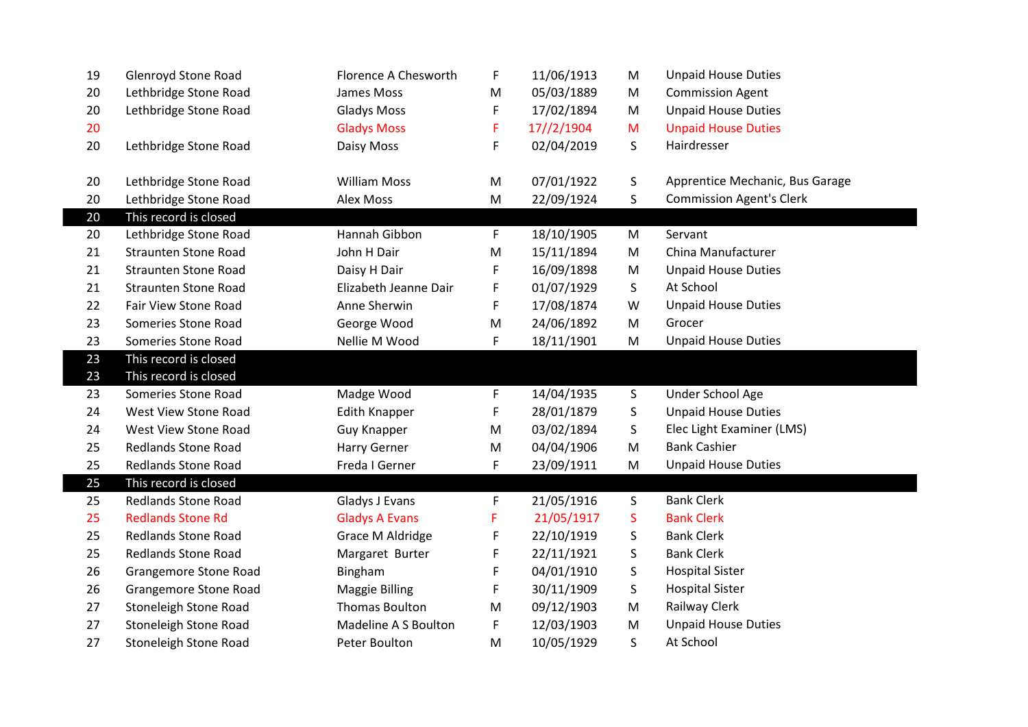| | | | | | | |
|---|---|---|---|---|---|---|
| 19 | Glenroyd Stone Road | Florence A Chesworth | F | 11/06/1913 | M | Unpaid House Duties |
| 20 | Lethbridge Stone Road | James Moss | M | 05/03/1889 | M | Commission Agent |
| 20 | Lethbridge Stone Road | Gladys Moss | F | 17/02/1894 | M | Unpaid House Duties |
| 20 | | Gladys Moss | F | 17//2/1904 | M | Unpaid House Duties |
| 20 | Lethbridge Stone Road | Daisy Moss | F | 02/04/2019 | S | Hairdresser |
| | | | | | | |
| 20 | Lethbridge Stone Road | William Moss | M | 07/01/1922 | S | Apprentice Mechanic, Bus Garage |
| 20 | Lethbridge Stone Road | Alex Moss | M | 22/09/1924 | S | Commission Agent's Clerk |
| 20 | This record is closed | | | | | |
| 20 | Lethbridge Stone Road | Hannah Gibbon | F | 18/10/1905 | M | Servant |
| 21 | Straunten Stone Road | John H Dair | M | 15/11/1894 | M | China Manufacturer |
| 21 | Straunten Stone Road | Daisy H Dair | F | 16/09/1898 | M | Unpaid House Duties |
| 21 | Straunten Stone Road | Elizabeth Jeanne Dair | F | 01/07/1929 | S | At School |
| 22 | Fair View Stone Road | Anne Sherwin | F | 17/08/1874 | W | Unpaid House Duties |
| 23 | Someries Stone Road | George Wood | M | 24/06/1892 | M | Grocer |
| 23 | Someries Stone Road | Nellie M Wood | F | 18/11/1901 | M | Unpaid House Duties |
| 23 | This record is closed | | | | | |
| 23 | This record is closed | | | | | |
| 23 | Someries Stone Road | Madge Wood | F | 14/04/1935 | S | Under School Age |
| 24 | West View Stone Road | Edith Knapper | F | 28/01/1879 | S | Unpaid House Duties |
| 24 | West View Stone Road | Guy Knapper | M | 03/02/1894 | S | Elec Light Examiner (LMS) |
| 25 | Redlands Stone Road | Harry Gerner | M | 04/04/1906 | M | Bank Cashier |
| 25 | Redlands Stone Road | Freda I Gerner | F | 23/09/1911 | M | Unpaid House Duties |
| 25 | This record is closed | | | | | |
| 25 | Redlands Stone Road | Gladys J Evans | F | 21/05/1916 | S | Bank Clerk |
| 25 | Redlands Stone Rd | Gladys A Evans | F | 21/05/1917 | S | Bank Clerk |
| 25 | Redlands Stone Road | Grace M Aldridge | F | 22/10/1919 | S | Bank Clerk |
| 25 | Redlands Stone Road | Margaret Burter | F | 22/11/1921 | S | Bank Clerk |
| 26 | Grangemore Stone Road | Bingham | F | 04/01/1910 | S | Hospital Sister |
| 26 | Grangemore Stone Road | Maggie Billing | F | 30/11/1909 | S | Hospital Sister |
| 27 | Stoneleigh Stone Road | Thomas Boulton | M | 09/12/1903 | M | Railway Clerk |
| 27 | Stoneleigh Stone Road | Madeline A S Boulton | F | 12/03/1903 | M | Unpaid House Duties |
| 27 | Stoneleigh Stone Road | Peter Boulton | M | 10/05/1929 | S | At School |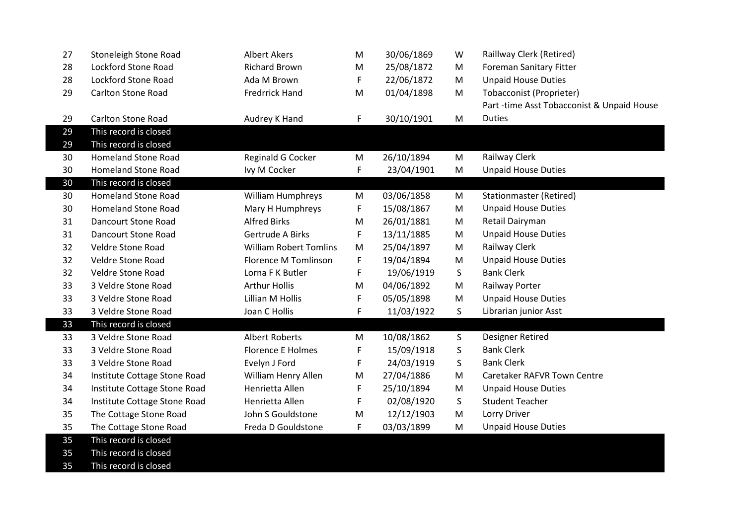| | | | | | | |
|---|---|---|---|---|---|---|
| 27 | Stoneleigh Stone Road | Albert Akers | M | 30/06/1869 | W | Raillway Clerk (Retired) |
| 28 | Lockford Stone Road | Richard Brown | M | 25/08/1872 | M | Foreman Sanitary Fitter |
| 28 | Lockford Stone Road | Ada M Brown | F | 22/06/1872 | M | Unpaid House Duties |
| 29 | Carlton Stone Road | Fredrrick Hand | M | 01/04/1898 | M | Tobacconist (Proprieter) |
| 29 | Carlton Stone Road | Audrey K Hand | F | 30/10/1901 | M | Part -time Asst Tobacconist & Unpaid House Duties |
| 29 | This record is closed | | | | | |
| 29 | This record is closed | | | | | |
| 30 | Homeland Stone Road | Reginald G Cocker | M | 26/10/1894 | M | Railway Clerk |
| 30 | Homeland Stone Road | Ivy M Cocker | F | 23/04/1901 | M | Unpaid House Duties |
| 30 | This record is closed | | | | | |
| 30 | Homeland Stone Road | William Humphreys | M | 03/06/1858 | M | Stationmaster (Retired) |
| 30 | Homeland Stone Road | Mary H Humphreys | F | 15/08/1867 | M | Unpaid House Duties |
| 31 | Dancourt Stone Road | Alfred Birks | M | 26/01/1881 | M | Retail Dairyman |
| 31 | Dancourt Stone Road | Gertrude A Birks | F | 13/11/1885 | M | Unpaid House Duties |
| 32 | Veldre Stone Road | William Robert Tomlins | M | 25/04/1897 | M | Railway Clerk |
| 32 | Veldre Stone Road | Florence M Tomlinson | F | 19/04/1894 | M | Unpaid House Duties |
| 32 | Veldre Stone Road | Lorna F K Butler | F | 19/06/1919 | S | Bank Clerk |
| 33 | 3 Veldre Stone Road | Arthur Hollis | M | 04/06/1892 | M | Railway Porter |
| 33 | 3 Veldre Stone Road | Lillian M Hollis | F | 05/05/1898 | M | Unpaid House Duties |
| 33 | 3 Veldre Stone Road | Joan C Hollis | F | 11/03/1922 | S | Librarian junior Asst |
| 33 | This record is closed | | | | | |
| 33 | 3 Veldre Stone Road | Albert Roberts | M | 10/08/1862 | S | Designer Retired |
| 33 | 3 Veldre Stone Road | Florence E Holmes | F | 15/09/1918 | S | Bank Clerk |
| 33 | 3 Veldre Stone Road | Evelyn J Ford | F | 24/03/1919 | S | Bank Clerk |
| 34 | Institute Cottage Stone Road | William Henry Allen | M | 27/04/1886 | M | Caretaker RAFVR Town Centre |
| 34 | Institute Cottage Stone Road | Henrietta Allen | F | 25/10/1894 | M | Unpaid House Duties |
| 34 | Institute Cottage Stone Road | Henrietta Allen | F | 02/08/1920 | S | Student Teacher |
| 35 | The Cottage Stone Road | John S Gouldstone | M | 12/12/1903 | M | Lorry Driver |
| 35 | The Cottage Stone Road | Freda D Gouldstone | F | 03/03/1899 | M | Unpaid House Duties |
| 35 | This record is closed | | | | | |
| 35 | This record is closed | | | | | |
| 35 | This record is closed | | | | | |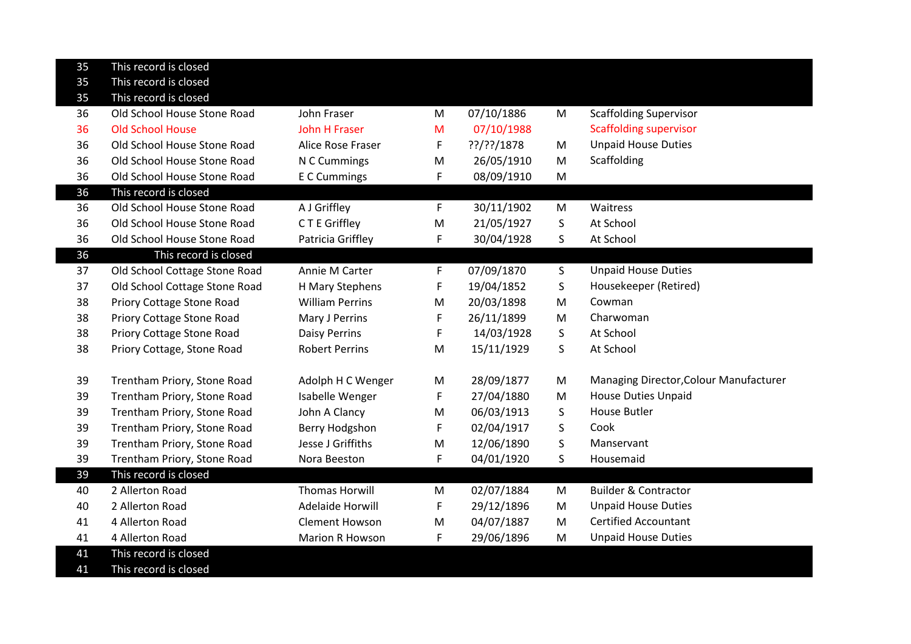| | | | | | | |
|---|---|---|---|---|---|---|
| 35 | This record is closed | | | | | |
| 35 | This record is closed | | | | | |
| 35 | This record is closed | | | | | |
| 36 | Old School House Stone Road | John Fraser | M | 07/10/1886 | M | Scaffolding Supervisor |
| 36 | Old School House | John H Fraser | M | 07/10/1988 | | Scaffolding supervisor |
| 36 | Old School House Stone Road | Alice Rose Fraser | F | ??/??/1878 | M | Unpaid House Duties |
| 36 | Old School House Stone Road | N C Cummings | M | 26/05/1910 | M | Scaffolding |
| 36 | Old School House Stone Road | E C Cummings | F | 08/09/1910 | M | |
| 36 | This record is closed | | | | | |
| 36 | Old School House Stone Road | A J Griffley | F | 30/11/1902 | M | Waitress |
| 36 | Old School House Stone Road | C T E Griffley | M | 21/05/1927 | S | At School |
| 36 | Old School House Stone Road | Patricia Griffley | F | 30/04/1928 | S | At School |
| 36 | This record is closed | | | | | |
| 37 | Old School Cottage Stone Road | Annie M Carter | F | 07/09/1870 | S | Unpaid House Duties |
| 37 | Old School Cottage Stone Road | H Mary Stephens | F | 19/04/1852 | S | Housekeeper (Retired) |
| 38 | Priory Cottage Stone Road | William Perrins | M | 20/03/1898 | M | Cowman |
| 38 | Priory Cottage Stone Road | Mary J Perrins | F | 26/11/1899 | M | Charwoman |
| 38 | Priory Cottage Stone Road | Daisy Perrins | F | 14/03/1928 | S | At School |
| 38 | Priory Cottage, Stone Road | Robert Perrins | M | 15/11/1929 | S | At School |
| | | | | | | |
| 39 | Trentham Priory, Stone Road | Adolph H C Wenger | M | 28/09/1877 | M | Managing Director,Colour Manufacturer |
| 39 | Trentham Priory, Stone Road | Isabelle Wenger | F | 27/04/1880 | M | House Duties Unpaid |
| 39 | Trentham Priory, Stone Road | John A Clancy | M | 06/03/1913 | S | House Butler |
| 39 | Trentham Priory, Stone Road | Berry Hodgshon | F | 02/04/1917 | S | Cook |
| 39 | Trentham Priory, Stone Road | Jesse J Griffiths | M | 12/06/1890 | S | Manservant |
| 39 | Trentham Priory, Stone Road | Nora Beeston | F | 04/01/1920 | S | Housemaid |
| 39 | This record is closed | | | | | |
| 40 | 2 Allerton Road | Thomas Horwill | M | 02/07/1884 | M | Builder & Contractor |
| 40 | 2 Allerton Road | Adelaide Horwill | F | 29/12/1896 | M | Unpaid House Duties |
| 41 | 4 Allerton Road | Clement Howson | M | 04/07/1887 | M | Certified Accountant |
| 41 | 4 Allerton Road | Marion R Howson | F | 29/06/1896 | M | Unpaid House Duties |
| 41 | This record is closed | | | | | |
| 41 | This record is closed | | | | | |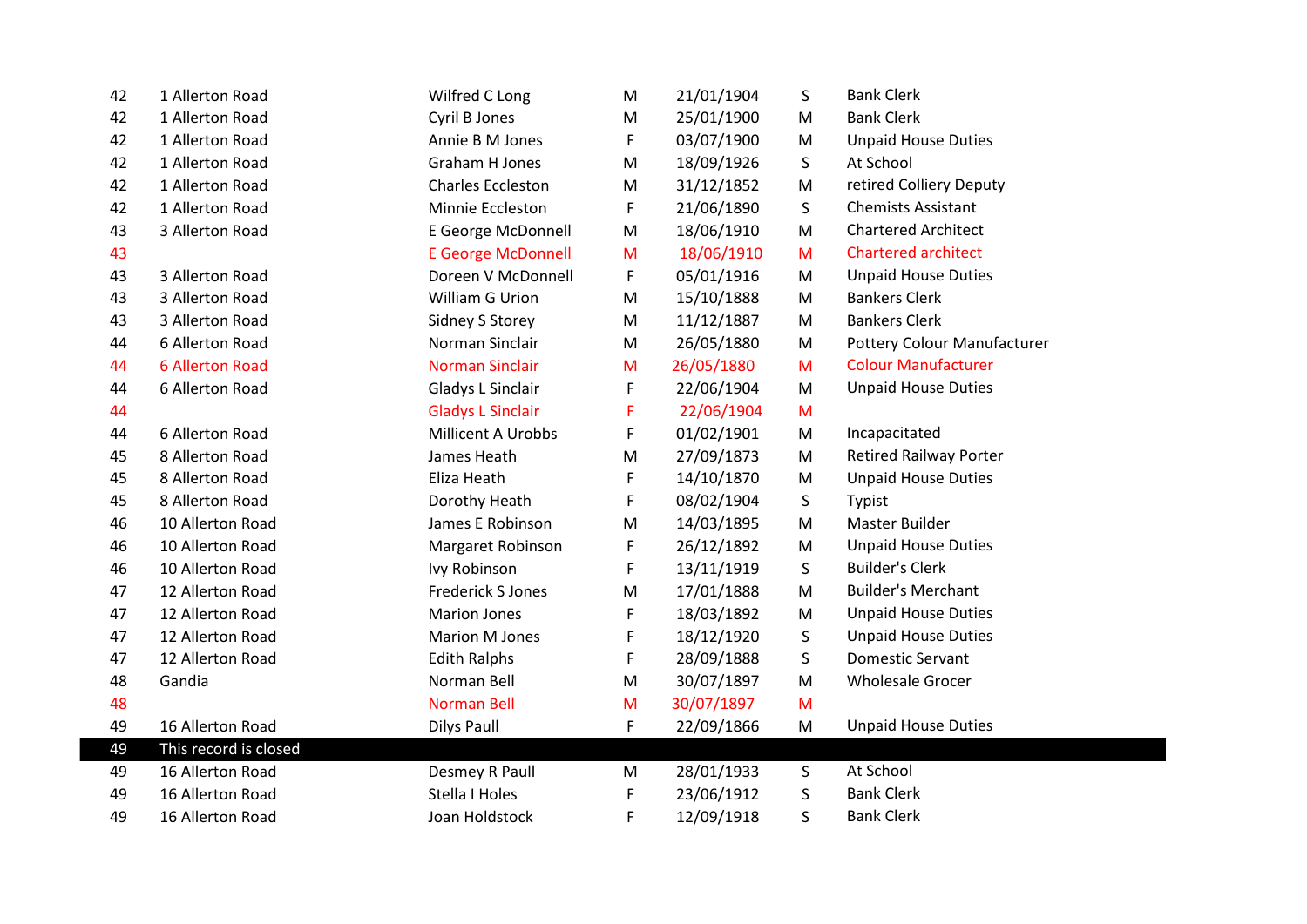| | | | | | | |
|---|---|---|---|---|---|---|
| 42 | 1 Allerton Road | Wilfred C Long | M | 21/01/1904 | S | Bank Clerk |
| 42 | 1 Allerton Road | Cyril B Jones | M | 25/01/1900 | M | Bank Clerk |
| 42 | 1 Allerton Road | Annie B M Jones | F | 03/07/1900 | M | Unpaid House Duties |
| 42 | 1 Allerton Road | Graham H Jones | M | 18/09/1926 | S | At School |
| 42 | 1 Allerton Road | Charles Eccleston | M | 31/12/1852 | M | retired Colliery Deputy |
| 42 | 1 Allerton Road | Minnie Eccleston | F | 21/06/1890 | S | Chemists Assistant |
| 43 | 3 Allerton Road | E George McDonnell | M | 18/06/1910 | M | Chartered Architect |
| 43 | | E George McDonnell | M | 18/06/1910 | M | Chartered architect |
| 43 | 3 Allerton Road | Doreen V McDonnell | F | 05/01/1916 | M | Unpaid House Duties |
| 43 | 3 Allerton Road | William G Urion | M | 15/10/1888 | M | Bankers Clerk |
| 43 | 3 Allerton Road | Sidney S Storey | M | 11/12/1887 | M | Bankers Clerk |
| 44 | 6 Allerton Road | Norman Sinclair | M | 26/05/1880 | M | Pottery Colour Manufacturer |
| 44 | 6 Allerton Road | Norman Sinclair | M | 26/05/1880 | M | Colour Manufacturer |
| 44 | 6 Allerton Road | Gladys L Sinclair | F | 22/06/1904 | M | Unpaid House Duties |
| 44 | | Gladys L Sinclair | F | 22/06/1904 | M | |
| 44 | 6 Allerton Road | Millicent A Urobbs | F | 01/02/1901 | M | Incapacitated |
| 45 | 8 Allerton Road | James Heath | M | 27/09/1873 | M | Retired Railway Porter |
| 45 | 8 Allerton Road | Eliza Heath | F | 14/10/1870 | M | Unpaid House Duties |
| 45 | 8 Allerton Road | Dorothy Heath | F | 08/02/1904 | S | Typist |
| 46 | 10 Allerton Road | James E Robinson | M | 14/03/1895 | M | Master Builder |
| 46 | 10 Allerton Road | Margaret Robinson | F | 26/12/1892 | M | Unpaid House Duties |
| 46 | 10 Allerton Road | Ivy Robinson | F | 13/11/1919 | S | Builder's Clerk |
| 47 | 12 Allerton Road | Frederick S Jones | M | 17/01/1888 | M | Builder's Merchant |
| 47 | 12 Allerton Road | Marion Jones | F | 18/03/1892 | M | Unpaid House Duties |
| 47 | 12 Allerton Road | Marion M Jones | F | 18/12/1920 | S | Unpaid House Duties |
| 47 | 12 Allerton Road | Edith Ralphs | F | 28/09/1888 | S | Domestic Servant |
| 48 | Gandia | Norman Bell | M | 30/07/1897 | M | Wholesale Grocer |
| 48 | | Norman Bell | M | 30/07/1897 | M | |
| 49 | 16 Allerton Road | Dilys Paull | F | 22/09/1866 | M | Unpaid House Duties |
| 49 | This record is closed | | | | | |
| 49 | 16 Allerton Road | Desmey R Paull | M | 28/01/1933 | S | At School |
| 49 | 16 Allerton Road | Stella I Holes | F | 23/06/1912 | S | Bank Clerk |
| 49 | 16 Allerton Road | Joan Holdstock | F | 12/09/1918 | S | Bank Clerk |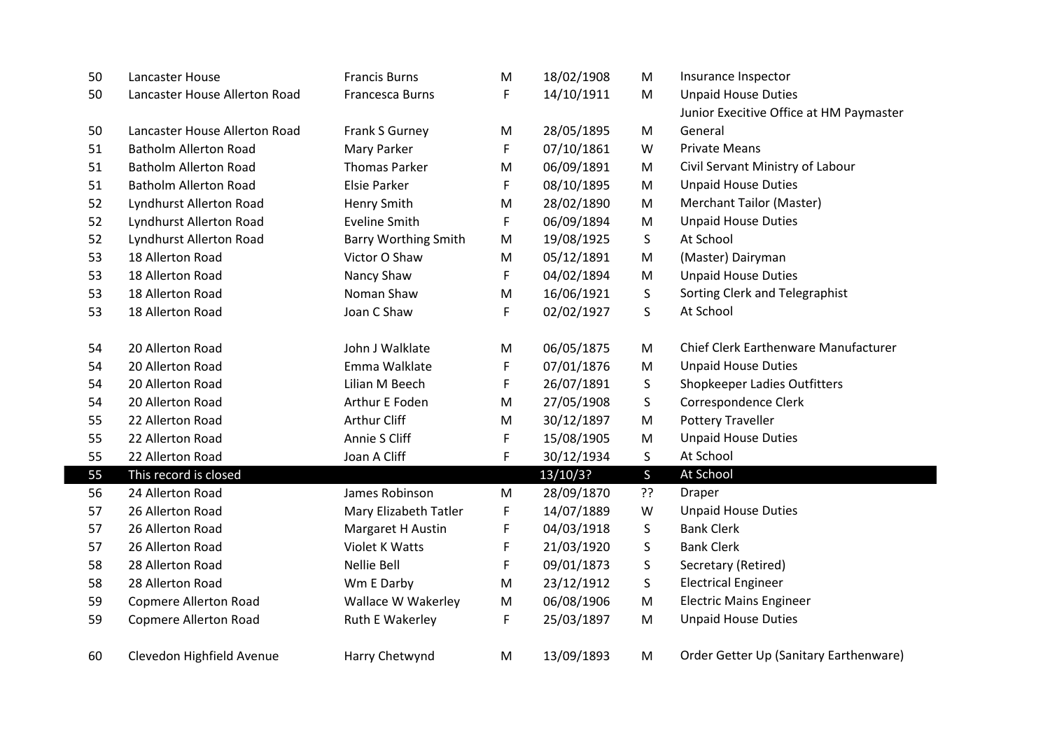| | | | | | | |
|---|---|---|---|---|---|---|
| 50 | Lancaster House | Francis Burns | M | 18/02/1908 | M | Insurance Inspector |
| 50 | Lancaster House Allerton Road | Francesca Burns | F | 14/10/1911 | M | Unpaid House Duties |
| 50 | Lancaster House Allerton Road | Frank S Gurney | M | 28/05/1895 | M | Junior Execitive Office at HM Paymaster General |
| 51 | Batholm Allerton Road | Mary Parker | F | 07/10/1861 | W | Private Means |
| 51 | Batholm Allerton Road | Thomas Parker | M | 06/09/1891 | M | Civil Servant Ministry of Labour |
| 51 | Batholm Allerton Road | Elsie Parker | F | 08/10/1895 | M | Unpaid House Duties |
| 52 | Lyndhurst Allerton Road | Henry Smith | M | 28/02/1890 | M | Merchant Tailor (Master) |
| 52 | Lyndhurst Allerton Road | Eveline Smith | F | 06/09/1894 | M | Unpaid House Duties |
| 52 | Lyndhurst Allerton Road | Barry Worthing Smith | M | 19/08/1925 | S | At School |
| 53 | 18 Allerton Road | Victor O Shaw | M | 05/12/1891 | M | (Master) Dairyman |
| 53 | 18 Allerton Road | Nancy Shaw | F | 04/02/1894 | M | Unpaid House Duties |
| 53 | 18 Allerton Road | Noman Shaw | M | 16/06/1921 | S | Sorting Clerk and Telegraphist |
| 53 | 18 Allerton Road | Joan C Shaw | F | 02/02/1927 | S | At School |
| 54 | 20 Allerton Road | John J Walklate | M | 06/05/1875 | M | Chief Clerk Earthenware Manufacturer |
| 54 | 20 Allerton Road | Emma Walklate | F | 07/01/1876 | M | Unpaid House Duties |
| 54 | 20 Allerton Road | Lilian M Beech | F | 26/07/1891 | S | Shopkeeper Ladies Outfitters |
| 54 | 20 Allerton Road | Arthur E Foden | M | 27/05/1908 | S | Correspondence Clerk |
| 55 | 22 Allerton Road | Arthur Cliff | M | 30/12/1897 | M | Pottery Traveller |
| 55 | 22 Allerton Road | Annie S Cliff | F | 15/08/1905 | M | Unpaid House Duties |
| 55 | 22 Allerton Road | Joan A Cliff | F | 30/12/1934 | S | At School |
| 55 | This record is closed | | | 13/10/3? | S | At School |
| 56 | 24 Allerton Road | James Robinson | M | 28/09/1870 | ?? | Draper |
| 57 | 26 Allerton Road | Mary Elizabeth Tatler | F | 14/07/1889 | W | Unpaid House Duties |
| 57 | 26 Allerton Road | Margaret H Austin | F | 04/03/1918 | S | Bank Clerk |
| 57 | 26 Allerton Road | Violet K Watts | F | 21/03/1920 | S | Bank Clerk |
| 58 | 28 Allerton Road | Nellie Bell | F | 09/01/1873 | S | Secretary (Retired) |
| 58 | 28 Allerton Road | Wm E Darby | M | 23/12/1912 | S | Electrical Engineer |
| 59 | Copmere Allerton Road | Wallace W Wakerley | M | 06/08/1906 | M | Electric Mains Engineer |
| 59 | Copmere Allerton Road | Ruth E Wakerley | F | 25/03/1897 | M | Unpaid House Duties |
| 60 | Clevedon Highfield Avenue | Harry Chetwynd | M | 13/09/1893 | M | Order Getter Up (Sanitary Earthenware) |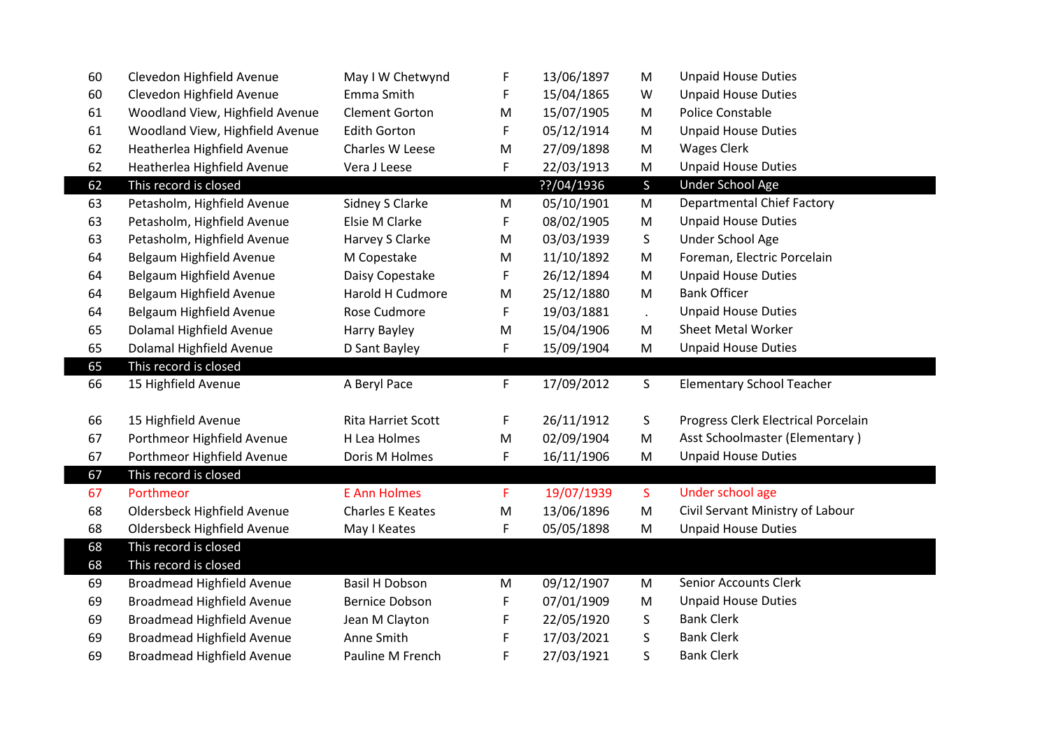| | | | | | | |
|---|---|---|---|---|---|---|
| 60 | Clevedon Highfield Avenue | May I W Chetwynd | F | 13/06/1897 | M | Unpaid House Duties |
| 60 | Clevedon Highfield Avenue | Emma Smith | F | 15/04/1865 | W | Unpaid House Duties |
| 61 | Woodland View, Highfield Avenue | Clement Gorton | M | 15/07/1905 | M | Police Constable |
| 61 | Woodland View, Highfield Avenue | Edith Gorton | F | 05/12/1914 | M | Unpaid House Duties |
| 62 | Heatherlea Highfield Avenue | Charles W Leese | M | 27/09/1898 | M | Wages Clerk |
| 62 | Heatherlea Highfield Avenue | Vera J Leese | F | 22/03/1913 | M | Unpaid House Duties |
| 62 | This record is closed | | | ??/04/1936 | S | Under School Age |
| 63 | Petasholm, Highfield Avenue | Sidney S Clarke | M | 05/10/1901 | M | Departmental Chief Factory |
| 63 | Petasholm, Highfield Avenue | Elsie M Clarke | F | 08/02/1905 | M | Unpaid House Duties |
| 63 | Petasholm, Highfield Avenue | Harvey S Clarke | M | 03/03/1939 | S | Under School Age |
| 64 | Belgaum Highfield Avenue | M Copestake | M | 11/10/1892 | M | Foreman, Electric Porcelain |
| 64 | Belgaum Highfield Avenue | Daisy Copestake | F | 26/12/1894 | M | Unpaid House Duties |
| 64 | Belgaum Highfield Avenue | Harold H Cudmore | M | 25/12/1880 | M | Bank Officer |
| 64 | Belgaum Highfield Avenue | Rose Cudmore | F | 19/03/1881 | . | Unpaid House Duties |
| 65 | Dolamal Highfield Avenue | Harry Bayley | M | 15/04/1906 | M | Sheet Metal Worker |
| 65 | Dolamal Highfield Avenue | D Sant Bayley | F | 15/09/1904 | M | Unpaid House Duties |
| 65 | This record is closed | | | | | |
| 66 | 15 Highfield Avenue | A Beryl Pace | F | 17/09/2012 | S | Elementary School Teacher |
| 66 | 15 Highfield Avenue | Rita Harriet Scott | F | 26/11/1912 | S | Progress Clerk Electrical Porcelain |
| 67 | Porthmeor Highfield Avenue | H Lea Holmes | M | 02/09/1904 | M | Asst Schoolmaster (Elementary ) |
| 67 | Porthmeor Highfield Avenue | Doris M Holmes | F | 16/11/1906 | M | Unpaid House Duties |
| 67 | This record is closed | | | | | |
| 67 | Porthmeor | E Ann Holmes | F | 19/07/1939 | S | Under school age |
| 68 | Oldersbeck Highfield Avenue | Charles E Keates | M | 13/06/1896 | M | Civil Servant Ministry of Labour |
| 68 | Oldersbeck Highfield Avenue | May I Keates | F | 05/05/1898 | M | Unpaid House Duties |
| 68 | This record is closed | | | | | |
| 68 | This record is closed | | | | | |
| 69 | Broadmead Highfield Avenue | Basil H Dobson | M | 09/12/1907 | M | Senior Accounts Clerk |
| 69 | Broadmead Highfield Avenue | Bernice Dobson | F | 07/01/1909 | M | Unpaid House Duties |
| 69 | Broadmead Highfield Avenue | Jean M Clayton | F | 22/05/1920 | S | Bank Clerk |
| 69 | Broadmead Highfield Avenue | Anne Smith | F | 17/03/2021 | S | Bank Clerk |
| 69 | Broadmead Highfield Avenue | Pauline M French | F | 27/03/1921 | S | Bank Clerk |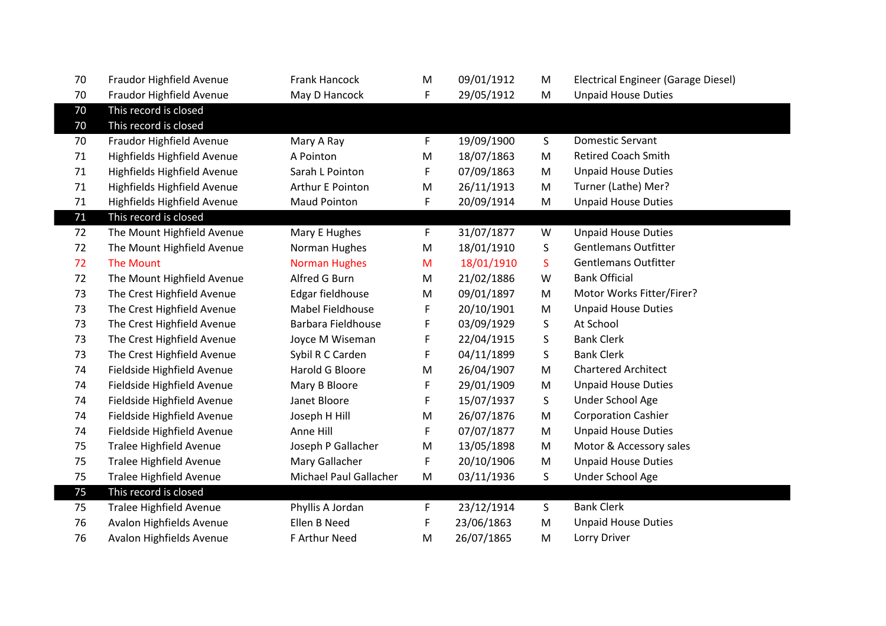| | | | | | | |
|---|---|---|---|---|---|---|
| 70 | Fraudor Highfield Avenue | Frank Hancock | M | 09/01/1912 | M | Electrical Engineer (Garage Diesel) |
| 70 | Fraudor Highfield Avenue | May D Hancock | F | 29/05/1912 | M | Unpaid House Duties |
| 70 | This record is closed | | | | | |
| 70 | This record is closed | | | | | |
| 70 | Fraudor Highfield Avenue | Mary A Ray | F | 19/09/1900 | S | Domestic Servant |
| 71 | Highfields Highfield Avenue | A Pointon | M | 18/07/1863 | M | Retired Coach Smith |
| 71 | Highfields Highfield Avenue | Sarah L Pointon | F | 07/09/1863 | M | Unpaid House Duties |
| 71 | Highfields Highfield Avenue | Arthur E Pointon | M | 26/11/1913 | M | Turner (Lathe) Mer? |
| 71 | Highfields Highfield Avenue | Maud Pointon | F | 20/09/1914 | M | Unpaid House Duties |
| 71 | This record is closed | | | | | |
| 72 | The Mount Highfield Avenue | Mary E Hughes | F | 31/07/1877 | W | Unpaid House Duties |
| 72 | The Mount Highfield Avenue | Norman Hughes | M | 18/01/1910 | S | Gentlemans Outfitter |
| 72 | The Mount | Norman Hughes | M | 18/01/1910 | S | Gentlemans Outfitter |
| 72 | The Mount Highfield Avenue | Alfred G Burn | M | 21/02/1886 | W | Bank Official |
| 73 | The Crest Highfield Avenue | Edgar fieldhouse | M | 09/01/1897 | M | Motor Works Fitter/Firer? |
| 73 | The Crest Highfield Avenue | Mabel Fieldhouse | F | 20/10/1901 | M | Unpaid House Duties |
| 73 | The Crest Highfield Avenue | Barbara Fieldhouse | F | 03/09/1929 | S | At School |
| 73 | The Crest Highfield Avenue | Joyce M Wiseman | F | 22/04/1915 | S | Bank Clerk |
| 73 | The Crest Highfield Avenue | Sybil R C Carden | F | 04/11/1899 | S | Bank Clerk |
| 74 | Fieldside Highfield Avenue | Harold G Bloore | M | 26/04/1907 | M | Chartered Architect |
| 74 | Fieldside Highfield Avenue | Mary B Bloore | F | 29/01/1909 | M | Unpaid House Duties |
| 74 | Fieldside Highfield Avenue | Janet Bloore | F | 15/07/1937 | S | Under School Age |
| 74 | Fieldside Highfield Avenue | Joseph H Hill | M | 26/07/1876 | M | Corporation Cashier |
| 74 | Fieldside Highfield Avenue | Anne Hill | F | 07/07/1877 | M | Unpaid House Duties |
| 75 | Tralee Highfield Avenue | Joseph P Gallacher | M | 13/05/1898 | M | Motor & Accessory sales |
| 75 | Tralee Highfield Avenue | Mary Gallacher | F | 20/10/1906 | M | Unpaid House Duties |
| 75 | Tralee Highfield Avenue | Michael Paul Gallacher | M | 03/11/1936 | S | Under School Age |
| 75 | This record is closed | | | | | |
| 75 | Tralee Highfield Avenue | Phyllis A Jordan | F | 23/12/1914 | S | Bank Clerk |
| 76 | Avalon Highfields Avenue | Ellen B Need | F | 23/06/1863 | M | Unpaid House Duties |
| 76 | Avalon Highfields Avenue | F Arthur Need | M | 26/07/1865 | M | Lorry Driver |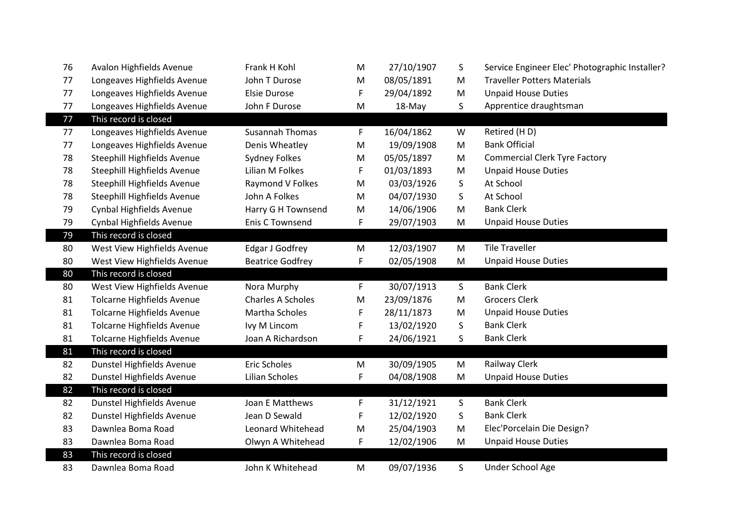| | | | | | | |
|---|---|---|---|---|---|---|
| 76 | Avalon Highfields Avenue | Frank H Kohl | M | 27/10/1907 | S | Service Engineer Elec' Photographic Installer? |
| 77 | Longeaves Highfields Avenue | John T Durose | M | 08/05/1891 | M | Traveller Potters Materials |
| 77 | Longeaves Highfields Avenue | Elsie Durose | F | 29/04/1892 | M | Unpaid House Duties |
| 77 | Longeaves Highfields Avenue | John F Durose | M | 18-May | S | Apprentice draughtsman |
| 77 | This record is closed | | | | | |
| 77 | Longeaves Highfields Avenue | Susannah Thomas | F | 16/04/1862 | W | Retired (H D) |
| 77 | Longeaves Highfields Avenue | Denis Wheatley | M | 19/09/1908 | M | Bank Official |
| 78 | Steephill Highfields Avenue | Sydney Folkes | M | 05/05/1897 | M | Commercial Clerk Tyre Factory |
| 78 | Steephill Highfields Avenue | Lilian M Folkes | F | 01/03/1893 | M | Unpaid House Duties |
| 78 | Steephill Highfields Avenue | Raymond V Folkes | M | 03/03/1926 | S | At School |
| 78 | Steephill Highfields Avenue | John A Folkes | M | 04/07/1930 | S | At School |
| 79 | Cynbal Highfields Avenue | Harry G H Townsend | M | 14/06/1906 | M | Bank Clerk |
| 79 | Cynbal Highfields Avenue | Enis C Townsend | F | 29/07/1903 | M | Unpaid House Duties |
| 79 | This record is closed | | | | | |
| 80 | West View Highfields Avenue | Edgar J Godfrey | M | 12/03/1907 | M | Tile Traveller |
| 80 | West View Highfields Avenue | Beatrice Godfrey | F | 02/05/1908 | M | Unpaid House Duties |
| 80 | This record is closed | | | | | |
| 80 | West View Highfields Avenue | Nora Murphy | F | 30/07/1913 | S | Bank Clerk |
| 81 | Tolcarne Highfields Avenue | Charles A Scholes | M | 23/09/1876 | M | Grocers Clerk |
| 81 | Tolcarne Highfields Avenue | Martha Scholes | F | 28/11/1873 | M | Unpaid House Duties |
| 81 | Tolcarne Highfields Avenue | Ivy M Lincom | F | 13/02/1920 | S | Bank Clerk |
| 81 | Tolcarne Highfields Avenue | Joan A Richardson | F | 24/06/1921 | S | Bank Clerk |
| 81 | This record is closed | | | | | |
| 82 | Dunstel Highfields Avenue | Eric Scholes | M | 30/09/1905 | M | Railway Clerk |
| 82 | Dunstel Highfields Avenue | Lilian Scholes | F | 04/08/1908 | M | Unpaid House Duties |
| 82 | This record is closed | | | | | |
| 82 | Dunstel Highfields Avenue | Joan E Matthews | F | 31/12/1921 | S | Bank Clerk |
| 82 | Dunstel Highfields Avenue | Jean D Sewald | F | 12/02/1920 | S | Bank Clerk |
| 83 | Dawnlea Boma Road | Leonard Whitehead | M | 25/04/1903 | M | Elec'Porcelain Die Design? |
| 83 | Dawnlea Boma Road | Olwyn A Whitehead | F | 12/02/1906 | M | Unpaid House Duties |
| 83 | This record is closed | | | | | |
| 83 | Dawnlea Boma Road | John K Whitehead | M | 09/07/1936 | S | Under School Age |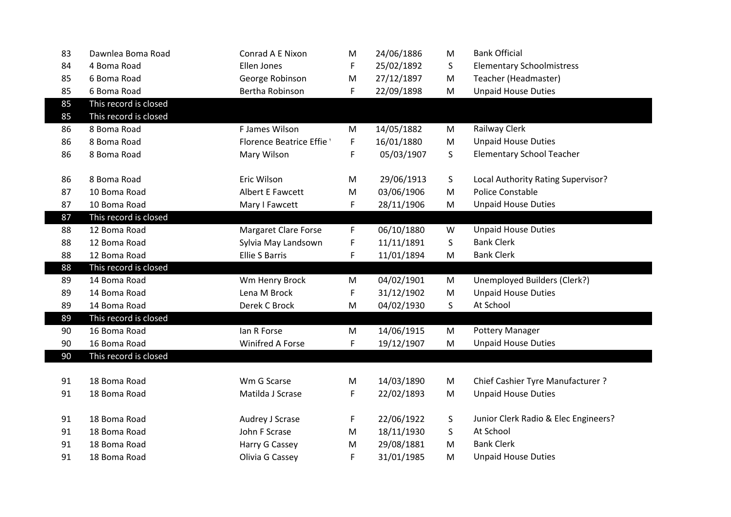| 83 | Dawnlea Boma Road | Conrad A E Nixon | M | 24/06/1886 | M | Bank Official |
|---|---|---|---|---|---|---|
| 84 | 4 Boma Road | Ellen Jones | F | 25/02/1892 | S | Elementary Schoolmistress |
| 85 | 6 Boma Road | George Robinson | M | 27/12/1897 | M | Teacher (Headmaster) |
| 85 | 6 Boma Road | Bertha Robinson | F | 22/09/1898 | M | Unpaid House Duties |
| 85 | This record is closed | | | | | |
| 85 | This record is closed | | | | | |
| 86 | 8 Boma Road | F James Wilson | M | 14/05/1882 | M | Railway Clerk |
| 86 | 8 Boma Road | Florence Beatrice Effie ' | F | 16/01/1880 | M | Unpaid House Duties |
| 86 | 8 Boma Road | Mary Wilson | F | 05/03/1907 | S | Elementary School Teacher |
| 86 | 8 Boma Road | Eric Wilson | M | 29/06/1913 | S | Local Authority Rating Supervisor? |
| 87 | 10 Boma Road | Albert E Fawcett | M | 03/06/1906 | M | Police Constable |
| 87 | 10 Boma Road | Mary I Fawcett | F | 28/11/1906 | M | Unpaid House Duties |
| 87 | This record is closed | | | | | |
| 88 | 12 Boma Road | Margaret Clare Forse | F | 06/10/1880 | W | Unpaid House Duties |
| 88 | 12 Boma Road | Sylvia May Landsown | F | 11/11/1891 | S | Bank Clerk |
| 88 | 12 Boma Road | Ellie S Barris | F | 11/01/1894 | M | Bank Clerk |
| 88 | This record is closed | | | | | |
| 89 | 14 Boma Road | Wm Henry Brock | M | 04/02/1901 | M | Unemployed Builders (Clerk?) |
| 89 | 14 Boma Road | Lena M Brock | F | 31/12/1902 | M | Unpaid House Duties |
| 89 | 14 Boma Road | Derek C Brock | M | 04/02/1930 | S | At School |
| 89 | This record is closed | | | | | |
| 90 | 16 Boma Road | Ian R Forse | M | 14/06/1915 | M | Pottery Manager |
| 90 | 16 Boma Road | Winifred A Forse | F | 19/12/1907 | M | Unpaid House Duties |
| 90 | This record is closed | | | | | |
| 91 | 18 Boma Road | Wm G Scarse | M | 14/03/1890 | M | Chief Cashier Tyre Manufacturer ? |
| 91 | 18 Boma Road | Matilda J Scrase | F | 22/02/1893 | M | Unpaid House Duties |
| 91 | 18 Boma Road | Audrey J Scrase | F | 22/06/1922 | S | Junior Clerk Radio & Elec Engineers? |
| 91 | 18 Boma Road | John F Scrase | M | 18/11/1930 | S | At School |
| 91 | 18 Boma Road | Harry G Cassey | M | 29/08/1881 | M | Bank Clerk |
| 91 | 18 Boma Road | Olivia G Cassey | F | 31/01/1985 | M | Unpaid House Duties |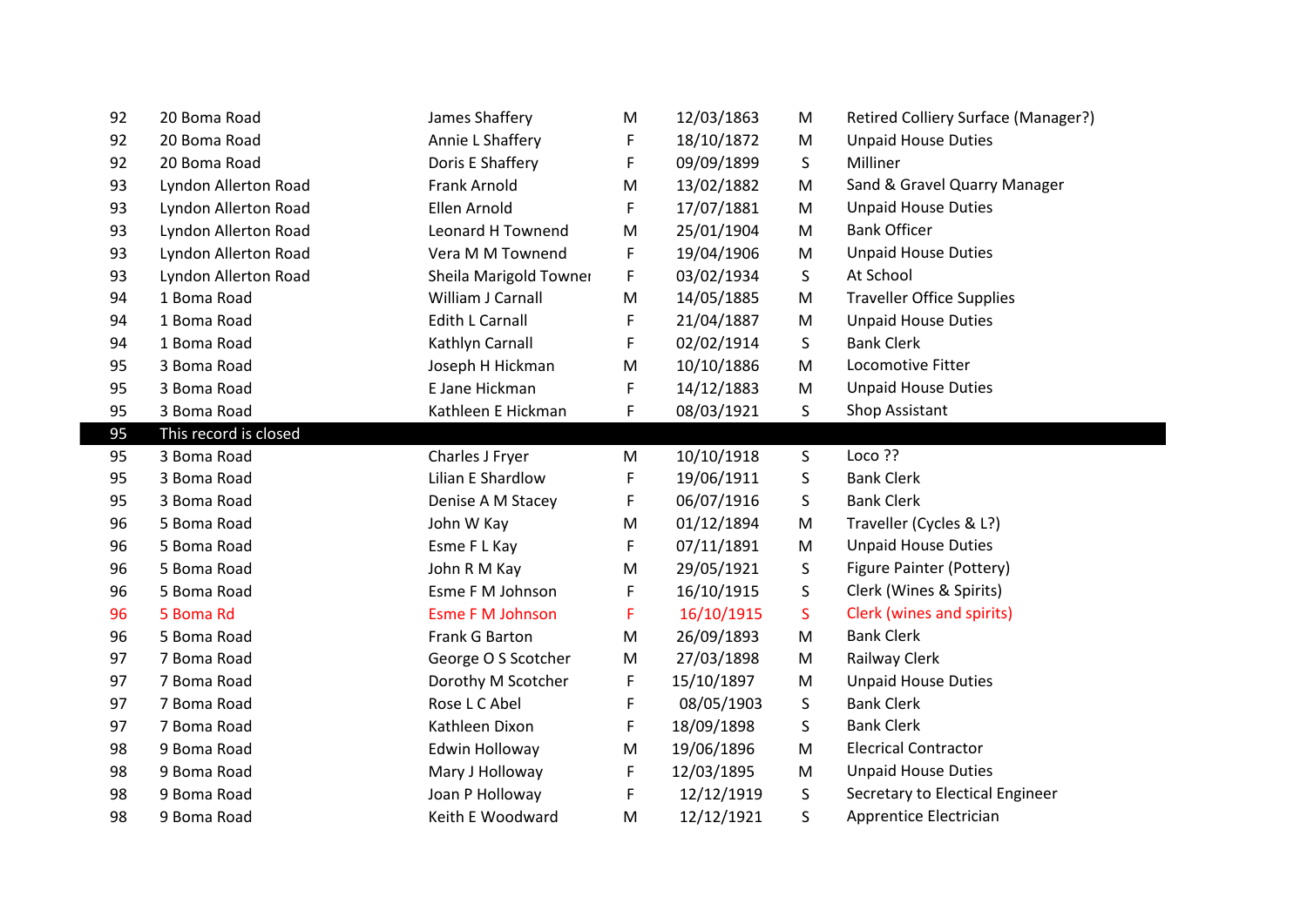| | | | | | | |
|---|---|---|---|---|---|---|
| 92 | 20 Boma Road | James Shaffery | M | 12/03/1863 | M | Retired Colliery Surface (Manager?) |
| 92 | 20 Boma Road | Annie L Shaffery | F | 18/10/1872 | M | Unpaid House Duties |
| 92 | 20 Boma Road | Doris E Shaffery | F | 09/09/1899 | S | Milliner |
| 93 | Lyndon Allerton Road | Frank Arnold | M | 13/02/1882 | M | Sand & Gravel Quarry Manager |
| 93 | Lyndon Allerton Road | Ellen Arnold | F | 17/07/1881 | M | Unpaid House Duties |
| 93 | Lyndon Allerton Road | Leonard H Townend | M | 25/01/1904 | M | Bank Officer |
| 93 | Lyndon Allerton Road | Vera M M Townend | F | 19/04/1906 | M | Unpaid House Duties |
| 93 | Lyndon Allerton Road | Sheila Marigold Towner | F | 03/02/1934 | S | At School |
| 94 | 1 Boma Road | William J Carnall | M | 14/05/1885 | M | Traveller Office Supplies |
| 94 | 1 Boma Road | Edith L Carnall | F | 21/04/1887 | M | Unpaid House Duties |
| 94 | 1 Boma Road | Kathlyn Carnall | F | 02/02/1914 | S | Bank Clerk |
| 95 | 3 Boma Road | Joseph H Hickman | M | 10/10/1886 | M | Locomotive Fitter |
| 95 | 3 Boma Road | E Jane Hickman | F | 14/12/1883 | M | Unpaid House Duties |
| 95 | 3 Boma Road | Kathleen E Hickman | F | 08/03/1921 | S | Shop Assistant |
| 95 | This record is closed | | | | | |
| 95 | 3 Boma Road | Charles J Fryer | M | 10/10/1918 | S | Loco ?? |
| 95 | 3 Boma Road | Lilian E Shardlow | F | 19/06/1911 | S | Bank Clerk |
| 95 | 3 Boma Road | Denise A M Stacey | F | 06/07/1916 | S | Bank Clerk |
| 96 | 5 Boma Road | John W Kay | M | 01/12/1894 | M | Traveller (Cycles & L?) |
| 96 | 5 Boma Road | Esme F L Kay | F | 07/11/1891 | M | Unpaid House Duties |
| 96 | 5 Boma Road | John R M Kay | M | 29/05/1921 | S | Figure Painter (Pottery) |
| 96 | 5 Boma Road | Esme F M Johnson | F | 16/10/1915 | S | Clerk (Wines & Spirits) |
| 96 | 5 Boma Rd | Esme F M Johnson | F | 16/10/1915 | S | Clerk (wines and spirits) |
| 96 | 5 Boma Road | Frank G Barton | M | 26/09/1893 | M | Bank Clerk |
| 97 | 7 Boma Road | George O S Scotcher | M | 27/03/1898 | M | Railway Clerk |
| 97 | 7 Boma Road | Dorothy M Scotcher | F | 15/10/1897 | M | Unpaid House Duties |
| 97 | 7 Boma Road | Rose L C Abel | F | 08/05/1903 | S | Bank Clerk |
| 97 | 7 Boma Road | Kathleen Dixon | F | 18/09/1898 | S | Bank Clerk |
| 98 | 9 Boma Road | Edwin Holloway | M | 19/06/1896 | M | Elecrical Contractor |
| 98 | 9 Boma Road | Mary J Holloway | F | 12/03/1895 | M | Unpaid House Duties |
| 98 | 9 Boma Road | Joan P Holloway | F | 12/12/1919 | S | Secretary to Electical Engineer |
| 98 | 9 Boma Road | Keith E Woodward | M | 12/12/1921 | S | Apprentice Electrician |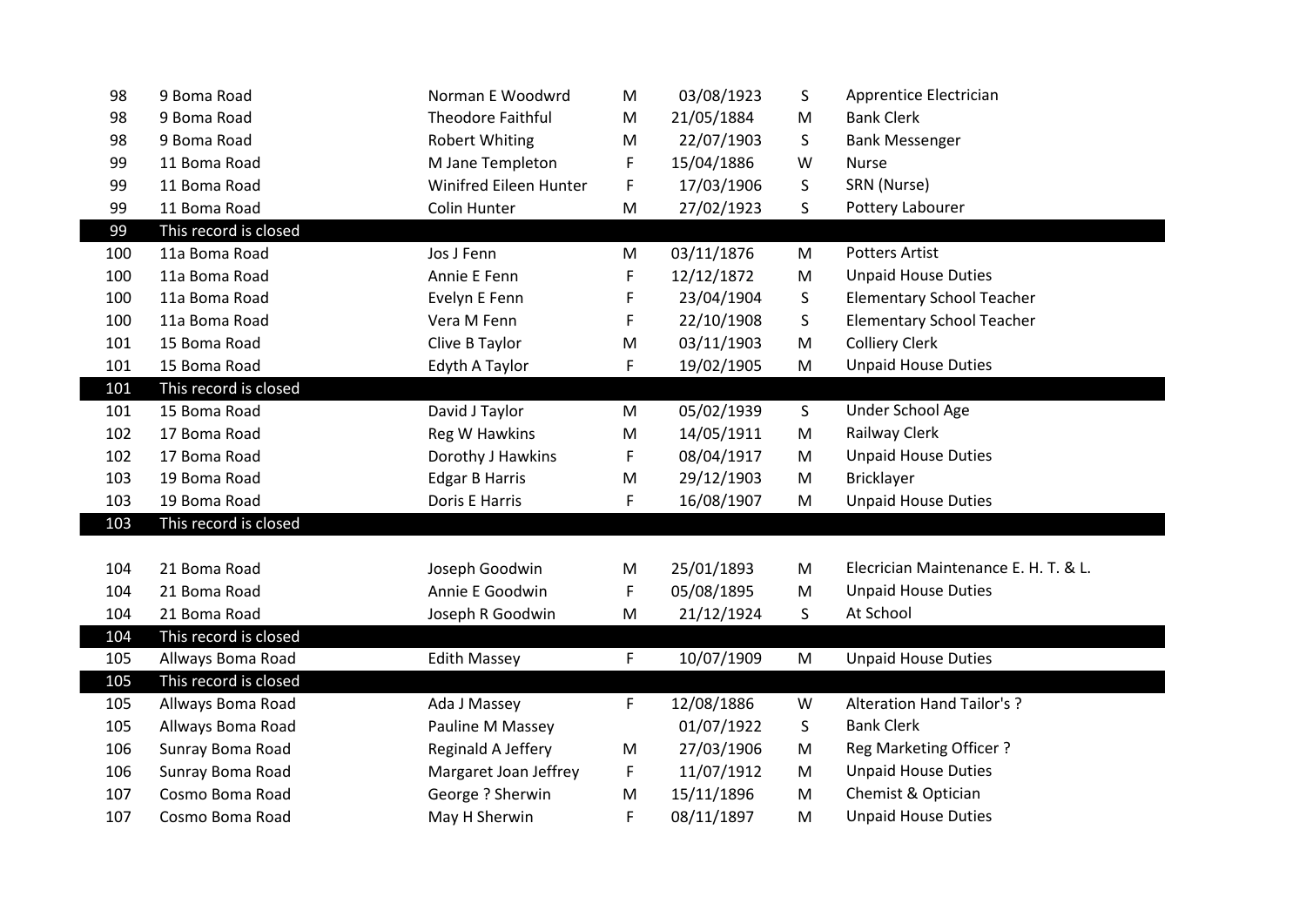| | | | | | | |
|---|---|---|---|---|---|---|
| 98 | 9 Boma Road | Norman E Woodwrd | M | 03/08/1923 | S | Apprentice Electrician |
| 98 | 9 Boma Road | Theodore Faithful | M | 21/05/1884 | M | Bank Clerk |
| 98 | 9 Boma Road | Robert Whiting | M | 22/07/1903 | S | Bank Messenger |
| 99 | 11 Boma Road | M Jane Templeton | F | 15/04/1886 | W | Nurse |
| 99 | 11 Boma Road | Winifred Eileen Hunter | F | 17/03/1906 | S | SRN (Nurse) |
| 99 | 11 Boma Road | Colin Hunter | M | 27/02/1923 | S | Pottery Labourer |
| 99 | This record is closed | | | | | |
| 100 | 11a Boma Road | Jos J Fenn | M | 03/11/1876 | M | Potters Artist |
| 100 | 11a Boma Road | Annie E Fenn | F | 12/12/1872 | M | Unpaid House Duties |
| 100 | 11a Boma Road | Evelyn E Fenn | F | 23/04/1904 | S | Elementary School Teacher |
| 100 | 11a Boma Road | Vera M Fenn | F | 22/10/1908 | S | Elementary School Teacher |
| 101 | 15 Boma Road | Clive B Taylor | M | 03/11/1903 | M | Colliery Clerk |
| 101 | 15 Boma Road | Edyth A Taylor | F | 19/02/1905 | M | Unpaid House Duties |
| 101 | This record is closed | | | | | |
| 101 | 15 Boma Road | David J Taylor | M | 05/02/1939 | S | Under School Age |
| 102 | 17 Boma Road | Reg W Hawkins | M | 14/05/1911 | M | Railway Clerk |
| 102 | 17 Boma Road | Dorothy J Hawkins | F | 08/04/1917 | M | Unpaid House Duties |
| 103 | 19 Boma Road | Edgar B Harris | M | 29/12/1903 | M | Bricklayer |
| 103 | 19 Boma Road | Doris E Harris | F | 16/08/1907 | M | Unpaid House Duties |
| 103 | This record is closed | | | | | |
| | | | | | | |
| 104 | 21 Boma Road | Joseph Goodwin | M | 25/01/1893 | M | Elecrician Maintenance E. H. T. & L. |
| 104 | 21 Boma Road | Annie E Goodwin | F | 05/08/1895 | M | Unpaid House Duties |
| 104 | 21 Boma Road | Joseph R Goodwin | M | 21/12/1924 | S | At School |
| 104 | This record is closed | | | | | |
| 105 | Allways Boma Road | Edith Massey | F | 10/07/1909 | M | Unpaid House Duties |
| 105 | This record is closed | | | | | |
| 105 | Allways Boma Road | Ada J Massey | F | 12/08/1886 | W | Alteration Hand Tailor's ? |
| 105 | Allways Boma Road | Pauline M Massey | | 01/07/1922 | S | Bank Clerk |
| 106 | Sunray Boma Road | Reginald A Jeffery | M | 27/03/1906 | M | Reg Marketing Officer ? |
| 106 | Sunray Boma Road | Margaret Joan Jeffrey | F | 11/07/1912 | M | Unpaid House Duties |
| 107 | Cosmo Boma Road | George ? Sherwin | M | 15/11/1896 | M | Chemist & Optician |
| 107 | Cosmo Boma Road | May H Sherwin | F | 08/11/1897 | M | Unpaid House Duties |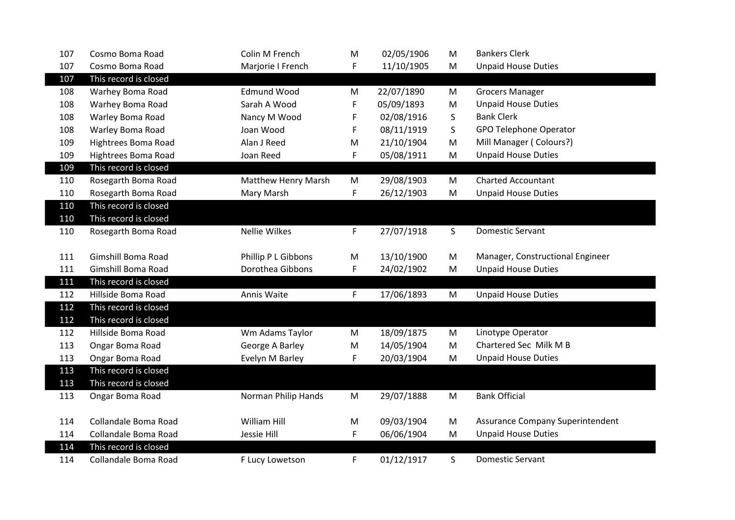| | | | | | | |
|---|---|---|---|---|---|---|
| 107 | Cosmo Boma Road | Colin M French | M | 02/05/1906 | M | Bankers Clerk |
| 107 | Cosmo Boma Road | Marjorie I French | F | 11/10/1905 | M | Unpaid House Duties |
| 107 | This record is closed | | | | | |
| 108 | Warhey Boma Road | Edmund Wood | M | 22/07/1890 | M | Grocers Manager |
| 108 | Warhey Boma Road | Sarah A Wood | F | 05/09/1893 | M | Unpaid House Duties |
| 108 | Warley Boma Road | Nancy M Wood | F | 02/08/1916 | S | Bank Clerk |
| 108 | Warley Boma Road | Joan Wood | F | 08/11/1919 | S | GPO Telephone Operator |
| 109 | Hightrees Boma Road | Alan J Reed | M | 21/10/1904 | M | Mill Manager ( Colours?) |
| 109 | Hightrees Boma Road | Joan Reed | F | 05/08/1911 | M | Unpaid House Duties |
| 109 | This record is closed | | | | | |
| 110 | Rosegarth Boma Road | Matthew Henry Marsh | M | 29/08/1903 | M | Charted Accountant |
| 110 | Rosegarth Boma Road | Mary Marsh | F | 26/12/1903 | M | Unpaid House Duties |
| 110 | This record is closed | | | | | |
| 110 | This record is closed | | | | | |
| 110 | Rosegarth Boma Road | Nellie Wilkes | F | 27/07/1918 | S | Domestic Servant |
| | | | | | | |
| 111 | Gimshill Boma Road | Phillip P L Gibbons | M | 13/10/1900 | M | Manager, Constructional Engineer |
| 111 | Gimshill Boma Road | Dorothea Gibbons | F | 24/02/1902 | M | Unpaid House Duties |
| 111 | This record is closed | | | | | |
| 112 | Hillside Boma Road | Annis Waite | F | 17/06/1893 | M | Unpaid House Duties |
| 112 | This record is closed | | | | | |
| 112 | This record is closed | | | | | |
| 112 | Hillside Boma Road | Wm Adams Taylor | M | 18/09/1875 | M | Linotype Operator |
| 113 | Ongar Boma Road | George A Barley | M | 14/05/1904 | M | Chartered Sec Milk M B |
| 113 | Ongar Boma Road | Evelyn M Barley | F | 20/03/1904 | M | Unpaid House Duties |
| 113 | This record is closed | | | | | |
| 113 | This record is closed | | | | | |
| 113 | Ongar Boma Road | Norman Philip Hands | M | 29/07/1888 | M | Bank Official |
| | | | | | | |
| 114 | Collandale Boma Road | William Hill | M | 09/03/1904 | M | Assurance Company Superintendent |
| 114 | Collandale Boma Road | Jessie Hill | F | 06/06/1904 | M | Unpaid House Duties |
| 114 | This record is closed | | | | | |
| 114 | Collandale Boma Road | F Lucy Lowetson | F | 01/12/1917 | S | Domestic Servant |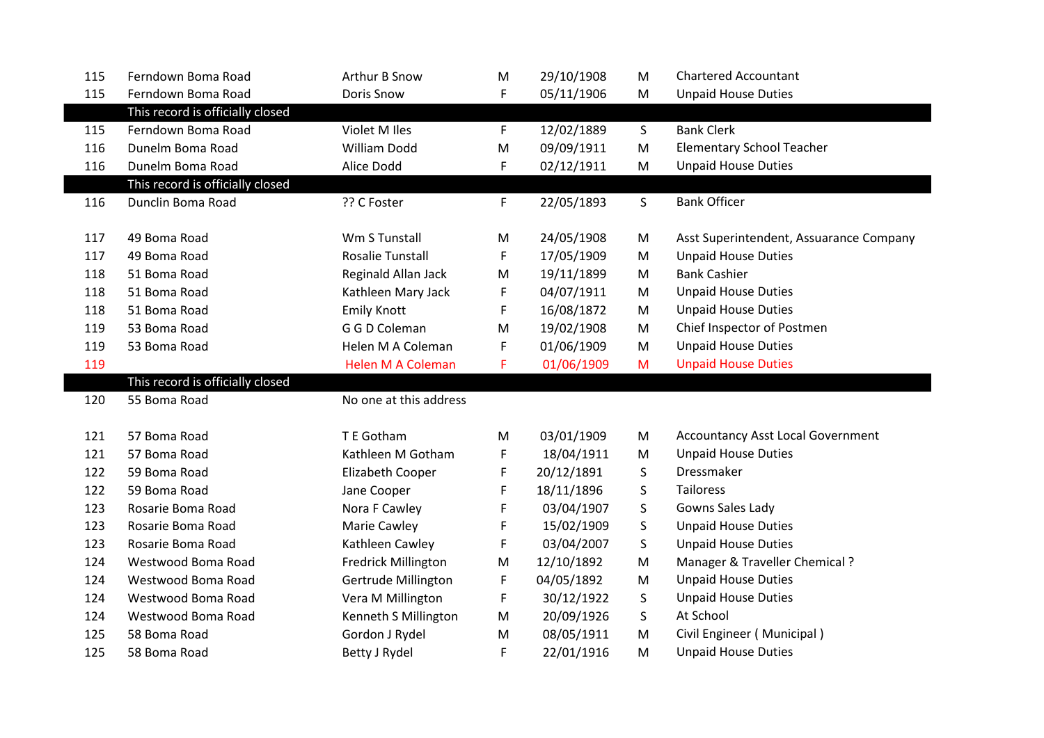| | | | | | | |
|---|---|---|---|---|---|---|
| 115 | Ferndown Boma Road | Arthur B Snow | M | 29/10/1908 | M | Chartered Accountant |
| 115 | Ferndown Boma Road | Doris Snow | F | 05/11/1906 | M | Unpaid House Duties |
| | This record is officially closed | | | | | |
| 115 | Ferndown Boma Road | Violet M Iles | F | 12/02/1889 | S | Bank Clerk |
| 116 | Dunelm Boma Road | William Dodd | M | 09/09/1911 | M | Elementary School Teacher |
| 116 | Dunelm Boma Road | Alice Dodd | F | 02/12/1911 | M | Unpaid House Duties |
| | This record is officially closed | | | | | |
| 116 | Dunclin Boma Road | ?? C Foster | F | 22/05/1893 | S | Bank Officer |
| | | | | | | |
| 117 | 49 Boma Road | Wm S Tunstall | M | 24/05/1908 | M | Asst Superintendent, Assuarance Company |
| 117 | 49 Boma Road | Rosalie Tunstall | F | 17/05/1909 | M | Unpaid House Duties |
| 118 | 51 Boma Road | Reginald Allan Jack | M | 19/11/1899 | M | Bank Cashier |
| 118 | 51 Boma Road | Kathleen Mary Jack | F | 04/07/1911 | M | Unpaid House Duties |
| 118 | 51 Boma Road | Emily Knott | F | 16/08/1872 | M | Unpaid House Duties |
| 119 | 53 Boma Road | G G D Coleman | M | 19/02/1908 | M | Chief Inspector of Postmen |
| 119 | 53 Boma Road | Helen M A Coleman | F | 01/06/1909 | M | Unpaid House Duties |
| 119 | | Helen M A Coleman | F | 01/06/1909 | M | Unpaid House Duties |
| | This record is officially closed | | | | | |
| 120 | 55 Boma Road | No one at this address | | | | |
| | | | | | | |
| 121 | 57 Boma Road | T E Gotham | M | 03/01/1909 | M | Accountancy Asst Local Government |
| 121 | 57 Boma Road | Kathleen M Gotham | F | 18/04/1911 | M | Unpaid House Duties |
| 122 | 59 Boma Road | Elizabeth Cooper | F | 20/12/1891 | S | Dressmaker |
| 122 | 59 Boma Road | Jane Cooper | F | 18/11/1896 | S | Tailoress |
| 123 | Rosarie Boma Road | Nora F Cawley | F | 03/04/1907 | S | Gowns Sales Lady |
| 123 | Rosarie Boma Road | Marie Cawley | F | 15/02/1909 | S | Unpaid House Duties |
| 123 | Rosarie Boma Road | Kathleen Cawley | F | 03/04/2007 | S | Unpaid House Duties |
| 124 | Westwood Boma Road | Fredrick Millington | M | 12/10/1892 | M | Manager & Traveller Chemical ? |
| 124 | Westwood Boma Road | Gertrude Millington | F | 04/05/1892 | M | Unpaid House Duties |
| 124 | Westwood Boma Road | Vera M Millington | F | 30/12/1922 | S | Unpaid House Duties |
| 124 | Westwood Boma Road | Kenneth S Millington | M | 20/09/1926 | S | At School |
| 125 | 58 Boma Road | Gordon J Rydel | M | 08/05/1911 | M | Civil Engineer ( Municipal ) |
| 125 | 58 Boma Road | Betty J Rydel | F | 22/01/1916 | M | Unpaid House Duties |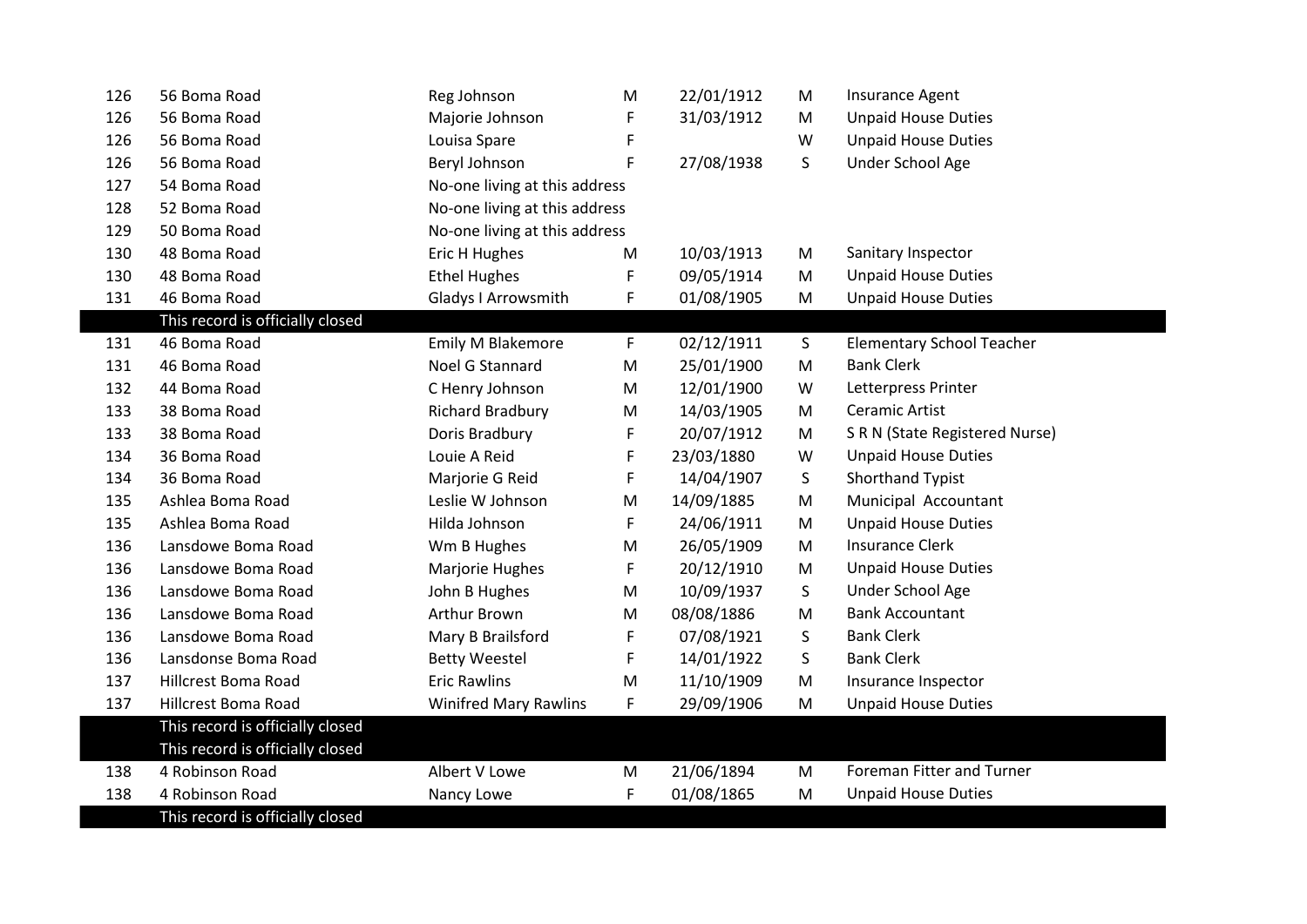| | | | | | | |
|---|---|---|---|---|---|---|
| 126 | 56 Boma Road | Reg Johnson | M | 22/01/1912 | M | Insurance Agent |
| 126 | 56 Boma Road | Majorie Johnson | F | 31/03/1912 | M | Unpaid House Duties |
| 126 | 56 Boma Road | Louisa Spare | F | | W | Unpaid House Duties |
| 126 | 56 Boma Road | Beryl Johnson | F | 27/08/1938 | S | Under School Age |
| 127 | 54 Boma Road | No-one living at this address | | | | |
| 128 | 52 Boma Road | No-one living at this address | | | | |
| 129 | 50 Boma Road | No-one living at this address | | | | |
| 130 | 48 Boma Road | Eric H Hughes | M | 10/03/1913 | M | Sanitary Inspector |
| 130 | 48 Boma Road | Ethel Hughes | F | 09/05/1914 | M | Unpaid House Duties |
| 131 | 46 Boma Road | Gladys I Arrowsmith | F | 01/08/1905 | M | Unpaid House Duties |
| | This record is officially closed | | | | | |
| 131 | 46 Boma Road | Emily M Blakemore | F | 02/12/1911 | S | Elementary School Teacher |
| 131 | 46 Boma Road | Noel G Stannard | M | 25/01/1900 | M | Bank Clerk |
| 132 | 44 Boma Road | C Henry Johnson | M | 12/01/1900 | W | Letterpress Printer |
| 133 | 38 Boma Road | Richard Bradbury | M | 14/03/1905 | M | Ceramic Artist |
| 133 | 38 Boma Road | Doris Bradbury | F | 20/07/1912 | M | S R N (State Registered Nurse) |
| 134 | 36 Boma Road | Louie A Reid | F | 23/03/1880 | W | Unpaid House Duties |
| 134 | 36 Boma Road | Marjorie G Reid | F | 14/04/1907 | S | Shorthand Typist |
| 135 | Ashlea Boma Road | Leslie W Johnson | M | 14/09/1885 | M | Municipal Accountant |
| 135 | Ashlea Boma Road | Hilda Johnson | F | 24/06/1911 | M | Unpaid House Duties |
| 136 | Lansdowe Boma Road | Wm B Hughes | M | 26/05/1909 | M | Insurance Clerk |
| 136 | Lansdowe Boma Road | Marjorie Hughes | F | 20/12/1910 | M | Unpaid House Duties |
| 136 | Lansdowe Boma Road | John B Hughes | M | 10/09/1937 | S | Under School Age |
| 136 | Lansdowe Boma Road | Arthur Brown | M | 08/08/1886 | M | Bank Accountant |
| 136 | Lansdowe Boma Road | Mary B Brailsford | F | 07/08/1921 | S | Bank Clerk |
| 136 | Lansdonse Boma Road | Betty Weestel | F | 14/01/1922 | S | Bank Clerk |
| 137 | Hillcrest Boma Road | Eric Rawlins | M | 11/10/1909 | M | Insurance Inspector |
| 137 | Hillcrest Boma Road | Winifred Mary Rawlins | F | 29/09/1906 | M | Unpaid House Duties |
| | This record is officially closed | | | | | |
| | This record is officially closed | | | | | |
| 138 | 4 Robinson Road | Albert V Lowe | M | 21/06/1894 | M | Foreman Fitter and Turner |
| 138 | 4 Robinson Road | Nancy Lowe | F | 01/08/1865 | M | Unpaid House Duties |
| | This record is officially closed | | | | | |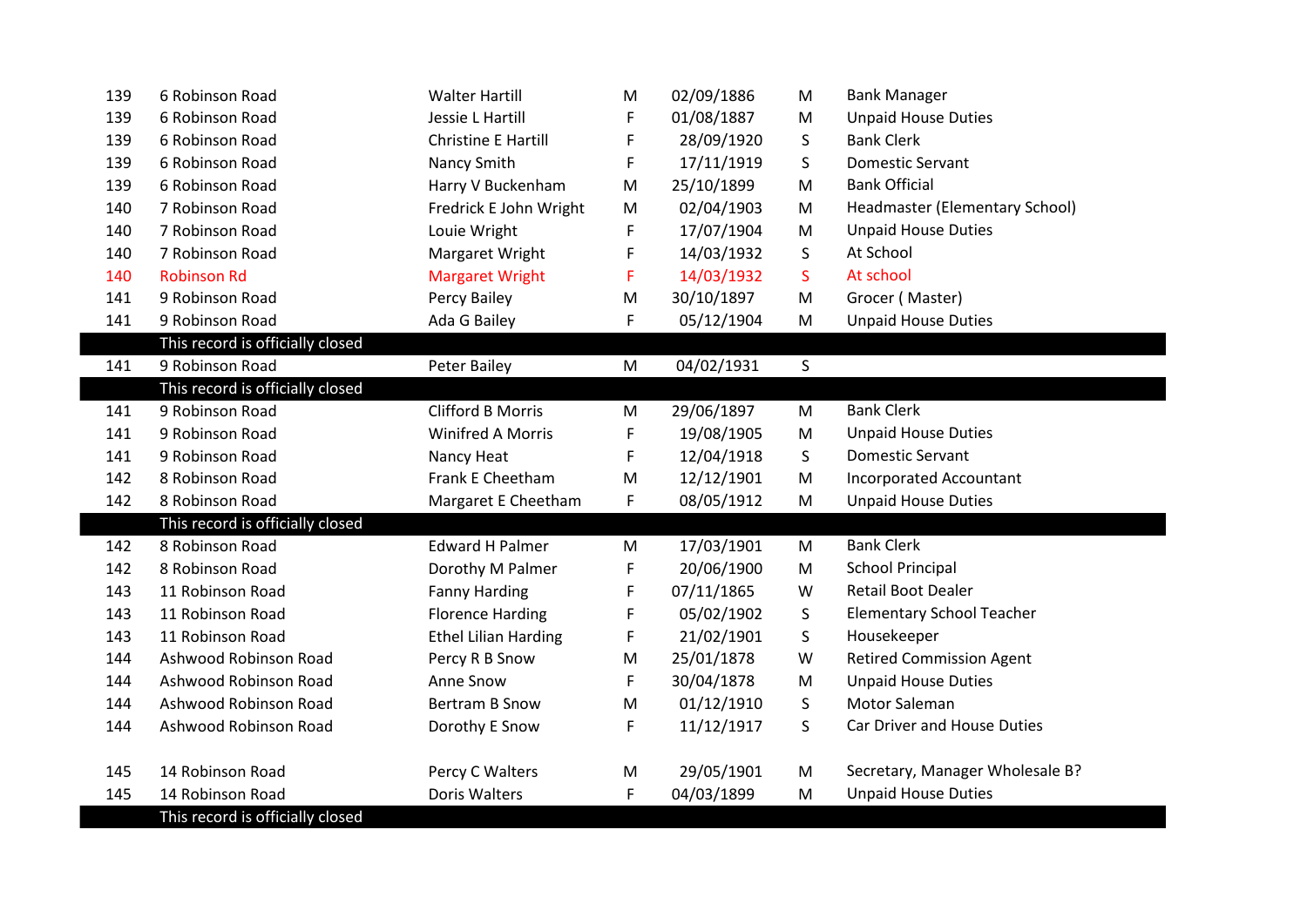| | | | | | | |
|---|---|---|---|---|---|---|
| 139 | 6 Robinson Road | Walter Hartill | M | 02/09/1886 | M | Bank Manager |
| 139 | 6 Robinson Road | Jessie L Hartill | F | 01/08/1887 | M | Unpaid House Duties |
| 139 | 6 Robinson Road | Christine E Hartill | F | 28/09/1920 | S | Bank Clerk |
| 139 | 6 Robinson Road | Nancy Smith | F | 17/11/1919 | S | Domestic Servant |
| 139 | 6 Robinson Road | Harry V Buckenham | M | 25/10/1899 | M | Bank Official |
| 140 | 7 Robinson Road | Fredrick E John Wright | M | 02/04/1903 | M | Headmaster (Elementary School) |
| 140 | 7 Robinson Road | Louie Wright | F | 17/07/1904 | M | Unpaid House Duties |
| 140 | 7 Robinson Road | Margaret Wright | F | 14/03/1932 | S | At School |
| 140 | Robinson Rd | Margaret Wright | F | 14/03/1932 | S | At school |
| 141 | 9 Robinson Road | Percy Bailey | M | 30/10/1897 | M | Grocer ( Master) |
| 141 | 9 Robinson Road | Ada G Bailey | F | 05/12/1904 | M | Unpaid House Duties |
| | This record is officially closed | | | | | |
| 141 | 9 Robinson Road | Peter Bailey | M | 04/02/1931 | S | |
| | This record is officially closed | | | | | |
| 141 | 9 Robinson Road | Clifford B Morris | M | 29/06/1897 | M | Bank Clerk |
| 141 | 9 Robinson Road | Winifred A Morris | F | 19/08/1905 | M | Unpaid House Duties |
| 141 | 9 Robinson Road | Nancy Heat | F | 12/04/1918 | S | Domestic Servant |
| 142 | 8 Robinson Road | Frank E Cheetham | M | 12/12/1901 | M | Incorporated Accountant |
| 142 | 8 Robinson Road | Margaret E Cheetham | F | 08/05/1912 | M | Unpaid House Duties |
| | This record is officially closed | | | | | |
| 142 | 8 Robinson Road | Edward H Palmer | M | 17/03/1901 | M | Bank Clerk |
| 142 | 8 Robinson Road | Dorothy M Palmer | F | 20/06/1900 | M | School Principal |
| 143 | 11 Robinson Road | Fanny Harding | F | 07/11/1865 | W | Retail Boot Dealer |
| 143 | 11 Robinson Road | Florence Harding | F | 05/02/1902 | S | Elementary School Teacher |
| 143 | 11 Robinson Road | Ethel Lilian Harding | F | 21/02/1901 | S | Housekeeper |
| 144 | Ashwood Robinson Road | Percy R B Snow | M | 25/01/1878 | W | Retired Commission Agent |
| 144 | Ashwood Robinson Road | Anne Snow | F | 30/04/1878 | M | Unpaid House Duties |
| 144 | Ashwood Robinson Road | Bertram B Snow | M | 01/12/1910 | S | Motor Saleman |
| 144 | Ashwood Robinson Road | Dorothy E Snow | F | 11/12/1917 | S | Car Driver and House Duties |
| | | | | | | |
| 145 | 14 Robinson Road | Percy C Walters | M | 29/05/1901 | M | Secretary, Manager Wholesale B? |
| 145 | 14 Robinson Road | Doris Walters | F | 04/03/1899 | M | Unpaid House Duties |
| | This record is officially closed | | | | | |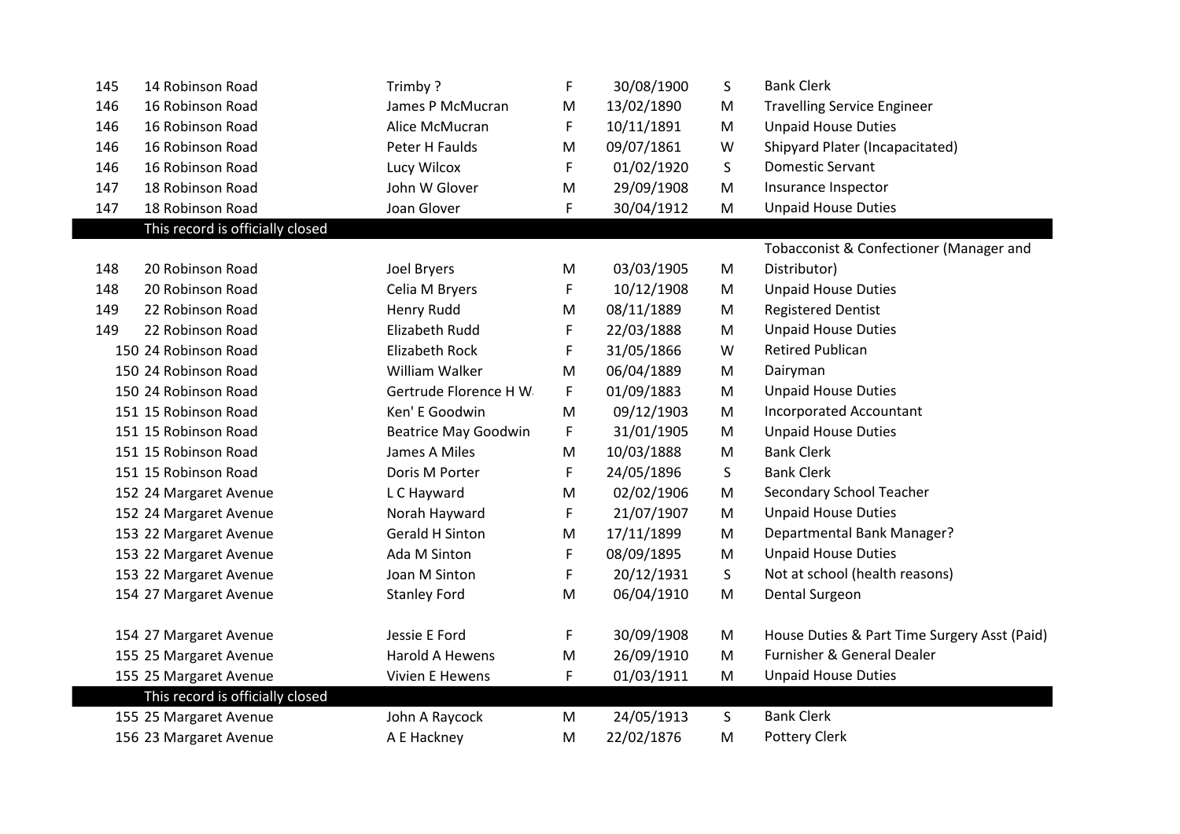| | | | | | | |
|---|---|---|---|---|---|---|
| 145 | 14 Robinson Road | Trimby ? | F | 30/08/1900 | S | Bank Clerk |
| 146 | 16 Robinson Road | James P McMucran | M | 13/02/1890 | M | Travelling Service Engineer |
| 146 | 16 Robinson Road | Alice McMucran | F | 10/11/1891 | M | Unpaid House Duties |
| 146 | 16 Robinson Road | Peter H Faulds | M | 09/07/1861 | W | Shipyard Plater (Incapacitated) |
| 146 | 16 Robinson Road | Lucy Wilcox | F | 01/02/1920 | S | Domestic Servant |
| 147 | 18 Robinson Road | John W Glover | M | 29/09/1908 | M | Insurance Inspector |
| 147 | 18 Robinson Road | Joan Glover | F | 30/04/1912 | M | Unpaid House Duties |
| | This record is officially closed | | | | | |
| 148 | 20 Robinson Road | Joel Bryers | M | 03/03/1905 | M | Tobacconist & Confectioner (Manager and Distributor) |
| 148 | 20 Robinson Road | Celia M Bryers | F | 10/12/1908 | M | Unpaid House Duties |
| 149 | 22 Robinson Road | Henry Rudd | M | 08/11/1889 | M | Registered Dentist |
| 149 | 22 Robinson Road | Elizabeth Rudd | F | 22/03/1888 | M | Unpaid House Duties |
| 150 | 24 Robinson Road | Elizabeth Rock | F | 31/05/1866 | W | Retired Publican |
| 150 | 24 Robinson Road | William Walker | M | 06/04/1889 | M | Dairyman |
| 150 | 24 Robinson Road | Gertrude Florence H W | F | 01/09/1883 | M | Unpaid House Duties |
| 151 | 15 Robinson Road | Ken' E Goodwin | M | 09/12/1903 | M | Incorporated Accountant |
| 151 | 15 Robinson Road | Beatrice May Goodwin | F | 31/01/1905 | M | Unpaid House Duties |
| 151 | 15 Robinson Road | James A Miles | M | 10/03/1888 | M | Bank Clerk |
| 151 | 15 Robinson Road | Doris M Porter | F | 24/05/1896 | S | Bank Clerk |
| 152 | 24 Margaret Avenue | L C Hayward | M | 02/02/1906 | M | Secondary School Teacher |
| 152 | 24 Margaret Avenue | Norah Hayward | F | 21/07/1907 | M | Unpaid House Duties |
| 153 | 22 Margaret Avenue | Gerald H Sinton | M | 17/11/1899 | M | Departmental Bank Manager? |
| 153 | 22 Margaret Avenue | Ada M Sinton | F | 08/09/1895 | M | Unpaid House Duties |
| 153 | 22 Margaret Avenue | Joan M Sinton | F | 20/12/1931 | S | Not at school (health reasons) |
| 154 | 27 Margaret Avenue | Stanley Ford | M | 06/04/1910 | M | Dental Surgeon |
| 154 | 27 Margaret Avenue | Jessie E Ford | F | 30/09/1908 | M | House Duties & Part Time Surgery Asst (Paid) |
| 155 | 25 Margaret Avenue | Harold A Hewens | M | 26/09/1910 | M | Furnisher & General Dealer |
| 155 | 25 Margaret Avenue | Vivien E Hewens | F | 01/03/1911 | M | Unpaid House Duties |
| | This record is officially closed | | | | | |
| 155 | 25 Margaret Avenue | John A Raycock | M | 24/05/1913 | S | Bank Clerk |
| 156 | 23 Margaret Avenue | A E Hackney | M | 22/02/1876 | M | Pottery Clerk |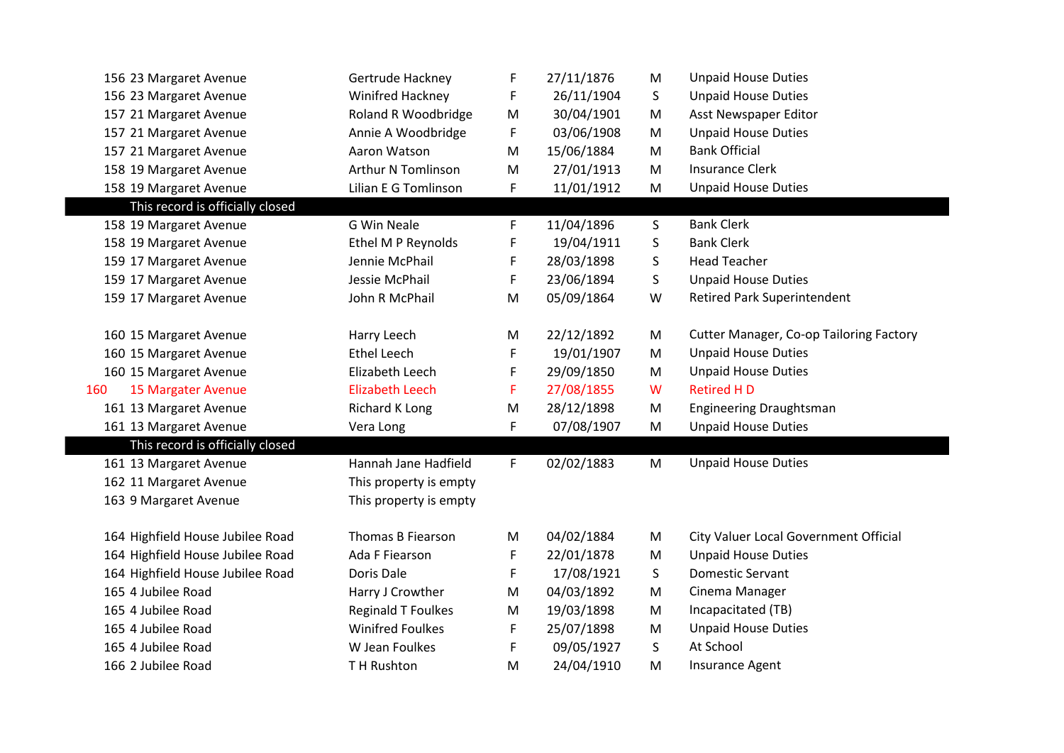| | | | | | | |
|---|---|---|---|---|---|---|
| 156 | 23 Margaret Avenue | Gertrude Hackney | F | 27/11/1876 | M | Unpaid House Duties |
| 156 | 23 Margaret Avenue | Winifred Hackney | F | 26/11/1904 | S | Unpaid House Duties |
| 157 | 21 Margaret Avenue | Roland R Woodbridge | M | 30/04/1901 | M | Asst Newspaper Editor |
| 157 | 21 Margaret Avenue | Annie A Woodbridge | F | 03/06/1908 | M | Unpaid House Duties |
| 157 | 21 Margaret Avenue | Aaron Watson | M | 15/06/1884 | M | Bank Official |
| 158 | 19 Margaret Avenue | Arthur N Tomlinson | M | 27/01/1913 | M | Insurance Clerk |
| 158 | 19 Margaret Avenue | Lilian E G Tomlinson | F | 11/01/1912 | M | Unpaid House Duties |
| | This record is officially closed | | | | | |
| 158 | 19 Margaret Avenue | G Win Neale | F | 11/04/1896 | S | Bank Clerk |
| 158 | 19 Margaret Avenue | Ethel M P Reynolds | F | 19/04/1911 | S | Bank Clerk |
| 159 | 17 Margaret Avenue | Jennie McPhail | F | 28/03/1898 | S | Head Teacher |
| 159 | 17 Margaret Avenue | Jessie McPhail | F | 23/06/1894 | S | Unpaid House Duties |
| 159 | 17 Margaret Avenue | John R McPhail | M | 05/09/1864 | W | Retired Park Superintendent |
| | | | | | | |
| 160 | 15 Margaret Avenue | Harry Leech | M | 22/12/1892 | M | Cutter Manager, Co-op Tailoring Factory |
| 160 | 15 Margaret Avenue | Ethel Leech | F | 19/01/1907 | M | Unpaid House Duties |
| 160 | 15 Margaret Avenue | Elizabeth Leech | F | 29/09/1850 | M | Unpaid House Duties |
| 160 | 15 Margater Avenue | Elizabeth Leech | F | 27/08/1855 | W | Retired H D |
| 161 | 13 Margaret Avenue | Richard K Long | M | 28/12/1898 | M | Engineering Draughtsman |
| 161 | 13 Margaret Avenue | Vera Long | F | 07/08/1907 | M | Unpaid House Duties |
| | This record is officially closed | | | | | |
| 161 | 13 Margaret Avenue | Hannah Jane Hadfield | F | 02/02/1883 | M | Unpaid House Duties |
| 162 | 11 Margaret Avenue | This property is empty | | | | |
| 163 | 9 Margaret Avenue | This property is empty | | | | |
| | | | | | | |
| 164 | Highfield House Jubilee Road | Thomas B Fiearson | M | 04/02/1884 | M | City Valuer Local Government Official |
| 164 | Highfield House Jubilee Road | Ada F Fiearson | F | 22/01/1878 | M | Unpaid House Duties |
| 164 | Highfield House Jubilee Road | Doris Dale | F | 17/08/1921 | S | Domestic Servant |
| 165 | 4 Jubilee Road | Harry J Crowther | M | 04/03/1892 | M | Cinema Manager |
| 165 | 4 Jubilee Road | Reginald T Foulkes | M | 19/03/1898 | M | Incapacitated (TB) |
| 165 | 4 Jubilee Road | Winifred Foulkes | F | 25/07/1898 | M | Unpaid House Duties |
| 165 | 4 Jubilee Road | W Jean Foulkes | F | 09/05/1927 | S | At School |
| 166 | 2 Jubilee Road | T H Rushton | M | 24/04/1910 | M | Insurance Agent |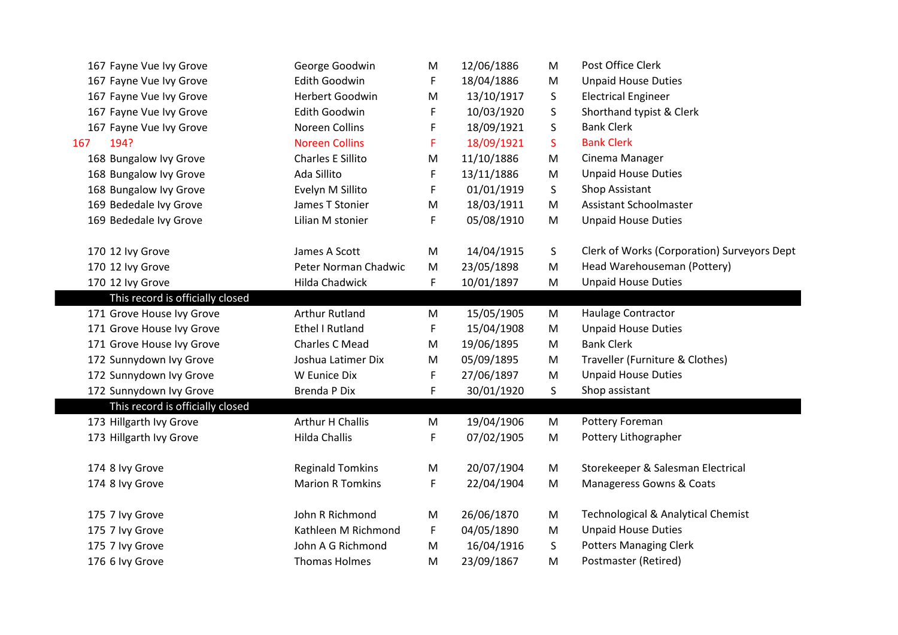| | | | | | | |
|---|---|---|---|---|---|---|
| 167 | Fayne Vue Ivy Grove | George Goodwin | M | 12/06/1886 | M | Post Office Clerk |
| 167 | Fayne Vue Ivy Grove | Edith Goodwin | F | 18/04/1886 | M | Unpaid House Duties |
| 167 | Fayne Vue Ivy Grove | Herbert Goodwin | M | 13/10/1917 | S | Electrical Engineer |
| 167 | Fayne Vue Ivy Grove | Edith Goodwin | F | 10/03/1920 | S | Shorthand typist & Clerk |
| 167 | Fayne Vue Ivy Grove | Noreen Collins | F | 18/09/1921 | S | Bank Clerk |
| 167 | 194? | Noreen Collins | F | 18/09/1921 | S | Bank Clerk |
| 168 | Bungalow Ivy Grove | Charles E Sillito | M | 11/10/1886 | M | Cinema Manager |
| 168 | Bungalow Ivy Grove | Ada Sillito | F | 13/11/1886 | M | Unpaid House Duties |
| 168 | Bungalow Ivy Grove | Evelyn M Sillito | F | 01/01/1919 | S | Shop Assistant |
| 169 | Bededale Ivy Grove | James T Stonier | M | 18/03/1911 | M | Assistant Schoolmaster |
| 169 | Bededale Ivy Grove | Lilian M stonier | F | 05/08/1910 | M | Unpaid House Duties |
| | | | | | | |
| 170 | 12 Ivy Grove | James A Scott | M | 14/04/1915 | S | Clerk of Works (Corporation) Surveyors Dept |
| 170 | 12 Ivy Grove | Peter Norman Chadwic | M | 23/05/1898 | M | Head Warehouseman (Pottery) |
| 170 | 12 Ivy Grove | Hilda Chadwick | F | 10/01/1897 | M | Unpaid House Duties |
| | This record is officially closed | | | | | |
| 171 | Grove House Ivy Grove | Arthur Rutland | M | 15/05/1905 | M | Haulage Contractor |
| 171 | Grove House Ivy Grove | Ethel I Rutland | F | 15/04/1908 | M | Unpaid House Duties |
| 171 | Grove House Ivy Grove | Charles C Mead | M | 19/06/1895 | M | Bank Clerk |
| 172 | Sunnydown Ivy Grove | Joshua Latimer Dix | M | 05/09/1895 | M | Traveller (Furniture & Clothes) |
| 172 | Sunnydown Ivy Grove | W Eunice Dix | F | 27/06/1897 | M | Unpaid House Duties |
| 172 | Sunnydown Ivy Grove | Brenda P Dix | F | 30/01/1920 | S | Shop assistant |
| | This record is officially closed | | | | | |
| 173 | Hillgarth Ivy Grove | Arthur H Challis | M | 19/04/1906 | M | Pottery Foreman |
| 173 | Hillgarth Ivy Grove | Hilda Challis | F | 07/02/1905 | M | Pottery Lithographer |
| | | | | | | |
| 174 | 8 Ivy Grove | Reginald Tomkins | M | 20/07/1904 | M | Storekeeper & Salesman Electrical |
| 174 | 8 Ivy Grove | Marion R Tomkins | F | 22/04/1904 | M | Manageress Gowns & Coats |
| | | | | | | |
| 175 | 7 Ivy Grove | John R Richmond | M | 26/06/1870 | M | Technological & Analytical Chemist |
| 175 | 7 Ivy Grove | Kathleen M Richmond | F | 04/05/1890 | M | Unpaid House Duties |
| 175 | 7 Ivy Grove | John A G Richmond | M | 16/04/1916 | S | Potters Managing Clerk |
| 176 | 6 Ivy Grove | Thomas Holmes | M | 23/09/1867 | M | Postmaster (Retired) |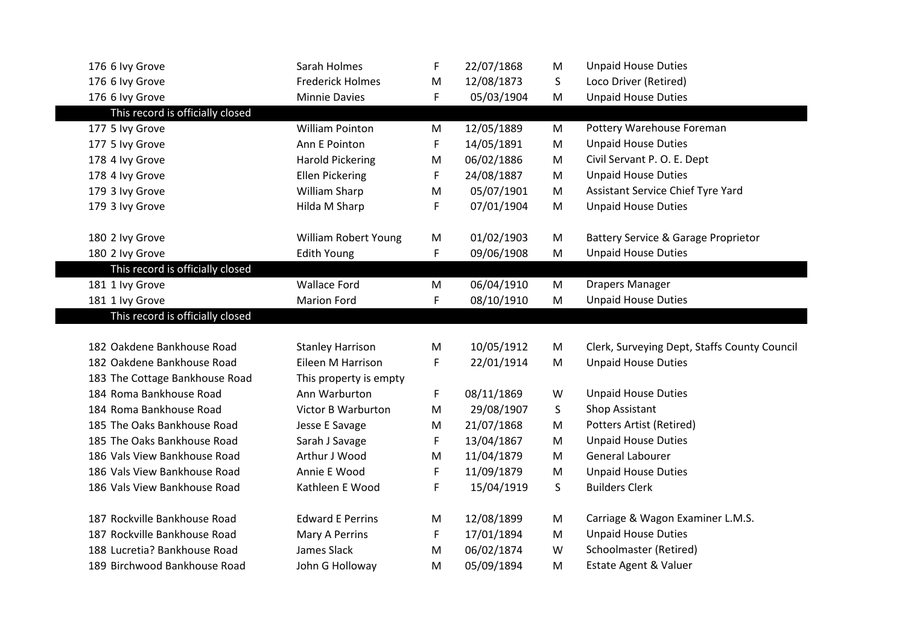| | | | | | |
|---|---|---|---|---|---|
| 176 6 Ivy Grove | Sarah Holmes | F | 22/07/1868 | M | Unpaid House Duties |
| 176 6 Ivy Grove | Frederick Holmes | M | 12/08/1873 | S | Loco Driver (Retired) |
| 176 6 Ivy Grove | Minnie Davies | F | 05/03/1904 | M | Unpaid House Duties |
| This record is officially closed | | | | | |
| 177 5 Ivy Grove | William Pointon | M | 12/05/1889 | M | Pottery Warehouse Foreman |
| 177 5 Ivy Grove | Ann E Pointon | F | 14/05/1891 | M | Unpaid House Duties |
| 178 4 Ivy Grove | Harold Pickering | M | 06/02/1886 | M | Civil Servant P. O. E. Dept |
| 178 4 Ivy Grove | Ellen Pickering | F | 24/08/1887 | M | Unpaid House Duties |
| 179 3 Ivy Grove | William Sharp | M | 05/07/1901 | M | Assistant Service Chief Tyre Yard |
| 179 3 Ivy Grove | Hilda M Sharp | F | 07/01/1904 | M | Unpaid House Duties |
| | | | | | |
| 180 2 Ivy Grove | William Robert Young | M | 01/02/1903 | M | Battery Service & Garage Proprietor |
| 180 2 Ivy Grove | Edith Young | F | 09/06/1908 | M | Unpaid House Duties |
| This record is officially closed | | | | | |
| 181 1 Ivy Grove | Wallace Ford | M | 06/04/1910 | M | Drapers Manager |
| 181 1 Ivy Grove | Marion Ford | F | 08/10/1910 | M | Unpaid House Duties |
| This record is officially closed | | | | | |
| | | | | | |
| 182 Oakdene Bankhouse Road | Stanley Harrison | M | 10/05/1912 | M | Clerk, Surveying Dept, Staffs County Council |
| 182 Oakdene Bankhouse Road | Eileen M Harrison | F | 22/01/1914 | M | Unpaid House Duties |
| 183 The Cottage Bankhouse Road | This property is empty | | | | |
| 184 Roma Bankhouse Road | Ann Warburton | F | 08/11/1869 | W | Unpaid House Duties |
| 184 Roma Bankhouse Road | Victor B Warburton | M | 29/08/1907 | S | Shop Assistant |
| 185 The Oaks Bankhouse Road | Jesse E Savage | M | 21/07/1868 | M | Potters Artist (Retired) |
| 185 The Oaks Bankhouse Road | Sarah J Savage | F | 13/04/1867 | M | Unpaid House Duties |
| 186 Vals View Bankhouse Road | Arthur J Wood | M | 11/04/1879 | M | General Labourer |
| 186 Vals View Bankhouse Road | Annie E Wood | F | 11/09/1879 | M | Unpaid House Duties |
| 186 Vals View Bankhouse Road | Kathleen E Wood | F | 15/04/1919 | S | Builders Clerk |
| | | | | | |
| 187 Rockville Bankhouse Road | Edward E Perrins | M | 12/08/1899 | M | Carriage & Wagon Examiner L.M.S. |
| 187 Rockville Bankhouse Road | Mary A Perrins | F | 17/01/1894 | M | Unpaid House Duties |
| 188 Lucretia? Bankhouse Road | James Slack | M | 06/02/1874 | W | Schoolmaster (Retired) |
| 189 Birchwood Bankhouse Road | John G Holloway | M | 05/09/1894 | M | Estate Agent & Valuer |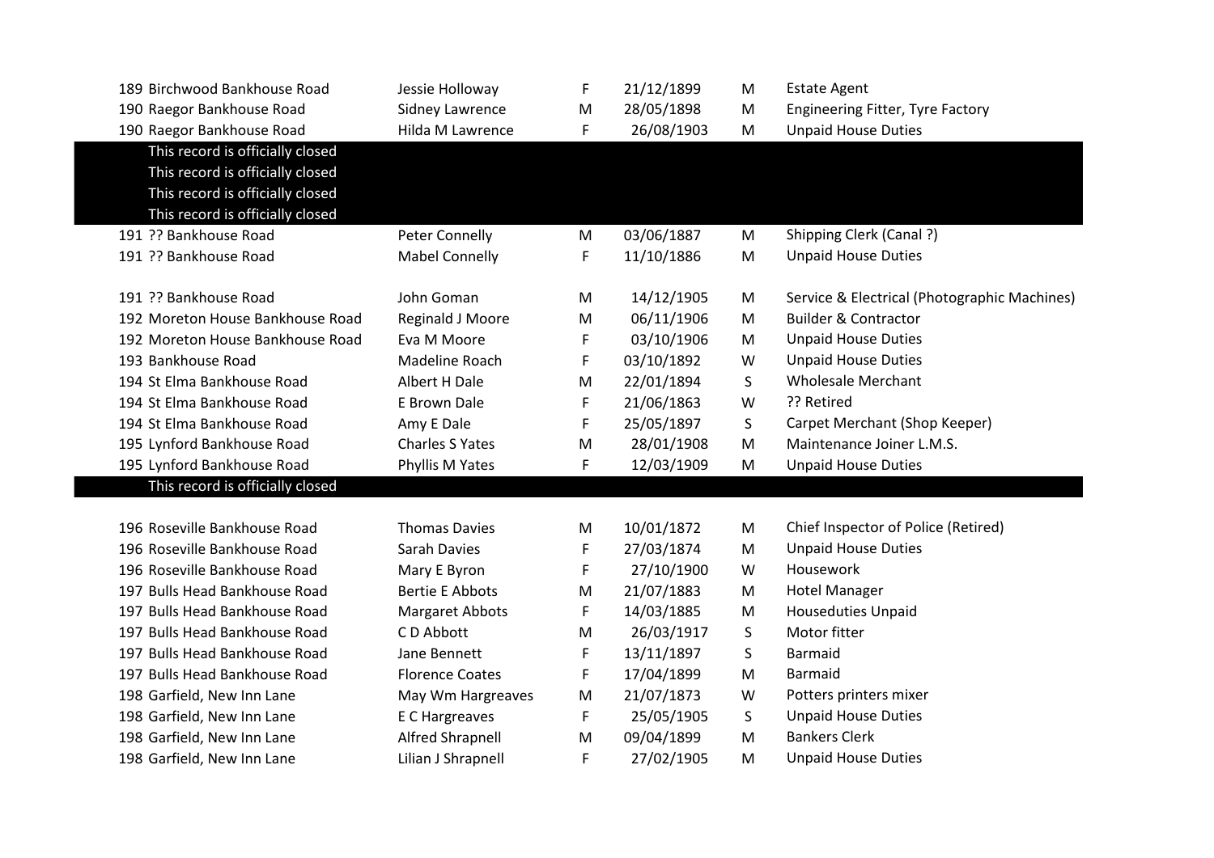| | | | | | |
|---|---|---|---|---|---|
| 189 Birchwood Bankhouse Road | Jessie Holloway | F | 21/12/1899 | M | Estate Agent |
| 190 Raegor Bankhouse Road | Sidney Lawrence | M | 28/05/1898 | M | Engineering Fitter, Tyre Factory |
| 190 Raegor Bankhouse Road | Hilda M Lawrence | F | 26/08/1903 | M | Unpaid House Duties |
| This record is officially closed | | | | | |
| This record is officially closed | | | | | |
| This record is officially closed | | | | | |
| This record is officially closed | | | | | |
| 191 ?? Bankhouse Road | Peter Connelly | M | 03/06/1887 | M | Shipping Clerk (Canal ?) |
| 191 ?? Bankhouse Road | Mabel Connelly | F | 11/10/1886 | M | Unpaid House Duties |
| | | | | | |
| 191 ?? Bankhouse Road | John Goman | M | 14/12/1905 | M | Service & Electrical (Photographic Machines) |
| 192 Moreton House Bankhouse Road | Reginald J Moore | M | 06/11/1906 | M | Builder & Contractor |
| 192 Moreton House Bankhouse Road | Eva M Moore | F | 03/10/1906 | M | Unpaid House Duties |
| 193 Bankhouse Road | Madeline Roach | F | 03/10/1892 | W | Unpaid House Duties |
| 194 St Elma Bankhouse Road | Albert H Dale | M | 22/01/1894 | S | Wholesale Merchant |
| 194 St Elma Bankhouse Road | E Brown Dale | F | 21/06/1863 | W | ?? Retired |
| 194 St Elma Bankhouse Road | Amy E Dale | F | 25/05/1897 | S | Carpet Merchant (Shop Keeper) |
| 195 Lynford Bankhouse Road | Charles S Yates | M | 28/01/1908 | M | Maintenance Joiner L.M.S. |
| 195 Lynford Bankhouse Road | Phyllis M Yates | F | 12/03/1909 | M | Unpaid House Duties |
| This record is officially closed | | | | | |
| | | | | | |
| 196 Roseville Bankhouse Road | Thomas Davies | M | 10/01/1872 | M | Chief Inspector of Police (Retired) |
| 196 Roseville Bankhouse Road | Sarah Davies | F | 27/03/1874 | M | Unpaid House Duties |
| 196 Roseville Bankhouse Road | Mary E Byron | F | 27/10/1900 | W | Housework |
| 197 Bulls Head Bankhouse Road | Bertie E Abbots | M | 21/07/1883 | M | Hotel Manager |
| 197 Bulls Head Bankhouse Road | Margaret Abbots | F | 14/03/1885 | M | Houseduties Unpaid |
| 197 Bulls Head Bankhouse Road | C D Abbott | M | 26/03/1917 | S | Motor fitter |
| 197 Bulls Head Bankhouse Road | Jane Bennett | F | 13/11/1897 | S | Barmaid |
| 197 Bulls Head Bankhouse Road | Florence Coates | F | 17/04/1899 | M | Barmaid |
| 198 Garfield, New Inn Lane | May Wm Hargreaves | M | 21/07/1873 | W | Potters printers mixer |
| 198 Garfield, New Inn Lane | E C Hargreaves | F | 25/05/1905 | S | Unpaid House Duties |
| 198 Garfield, New Inn Lane | Alfred Shrapnell | M | 09/04/1899 | M | Bankers Clerk |
| 198 Garfield, New Inn Lane | Lilian J Shrapnell | F | 27/02/1905 | M | Unpaid House Duties |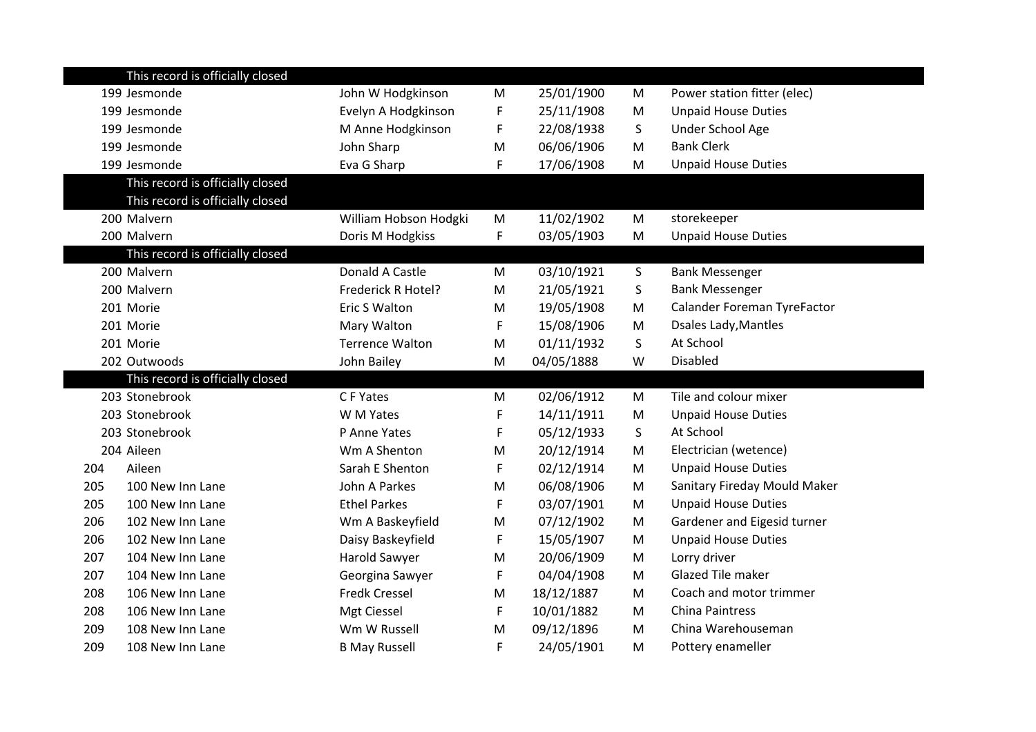| | | | | | | |
|---|---|---|---|---|---|---|
| | This record is officially closed | | | | | |
| | 199 Jesmonde | John W Hodgkinson | M | 25/01/1900 | M | Power station fitter (elec) |
| | 199 Jesmonde | Evelyn A Hodgkinson | F | 25/11/1908 | M | Unpaid House Duties |
| | 199 Jesmonde | M Anne Hodgkinson | F | 22/08/1938 | S | Under School Age |
| | 199 Jesmonde | John Sharp | M | 06/06/1906 | M | Bank Clerk |
| | 199 Jesmonde | Eva G Sharp | F | 17/06/1908 | M | Unpaid House Duties |
| | This record is officially closed | | | | | |
| | This record is officially closed | | | | | |
| | 200 Malvern | William Hobson Hodgki | M | 11/02/1902 | M | storekeeper |
| | 200 Malvern | Doris M Hodgkiss | F | 03/05/1903 | M | Unpaid House Duties |
| | This record is officially closed | | | | | |
| | 200 Malvern | Donald A Castle | M | 03/10/1921 | S | Bank Messenger |
| | 200 Malvern | Frederick R Hotel? | M | 21/05/1921 | S | Bank Messenger |
| | 201 Morie | Eric S Walton | M | 19/05/1908 | M | Calander Foreman TyreFactor |
| | 201 Morie | Mary Walton | F | 15/08/1906 | M | Dsales Lady,Mantles |
| | 201 Morie | Terrence Walton | M | 01/11/1932 | S | At School |
| | 202 Outwoods | John Bailey | M | 04/05/1888 | W | Disabled |
| | This record is officially closed | | | | | |
| | 203 Stonebrook | C F Yates | M | 02/06/1912 | M | Tile and colour mixer |
| | 203 Stonebrook | W M Yates | F | 14/11/1911 | M | Unpaid House Duties |
| | 203 Stonebrook | P Anne Yates | F | 05/12/1933 | S | At School |
| | 204 Aileen | Wm A Shenton | M | 20/12/1914 | M | Electrician (wetence) |
| 204 | Aileen | Sarah E Shenton | F | 02/12/1914 | M | Unpaid House Duties |
| 205 | 100 New Inn Lane | John A Parkes | M | 06/08/1906 | M | Sanitary Fireday Mould Maker |
| 205 | 100 New Inn Lane | Ethel Parkes | F | 03/07/1901 | M | Unpaid House Duties |
| 206 | 102 New Inn Lane | Wm A Baskeyfield | M | 07/12/1902 | M | Gardener and Eigesid turner |
| 206 | 102 New Inn Lane | Daisy Baskeyfield | F | 15/05/1907 | M | Unpaid House Duties |
| 207 | 104 New Inn Lane | Harold Sawyer | M | 20/06/1909 | M | Lorry driver |
| 207 | 104 New Inn Lane | Georgina Sawyer | F | 04/04/1908 | M | Glazed Tile maker |
| 208 | 106 New Inn Lane | Fredk Cressel | M | 18/12/1887 | M | Coach and motor trimmer |
| 208 | 106 New Inn Lane | Mgt Ciessel | F | 10/01/1882 | M | China Paintress |
| 209 | 108 New Inn Lane | Wm W Russell | M | 09/12/1896 | M | China Warehouseman |
| 209 | 108 New Inn Lane | B May Russell | F | 24/05/1901 | M | Pottery enameller |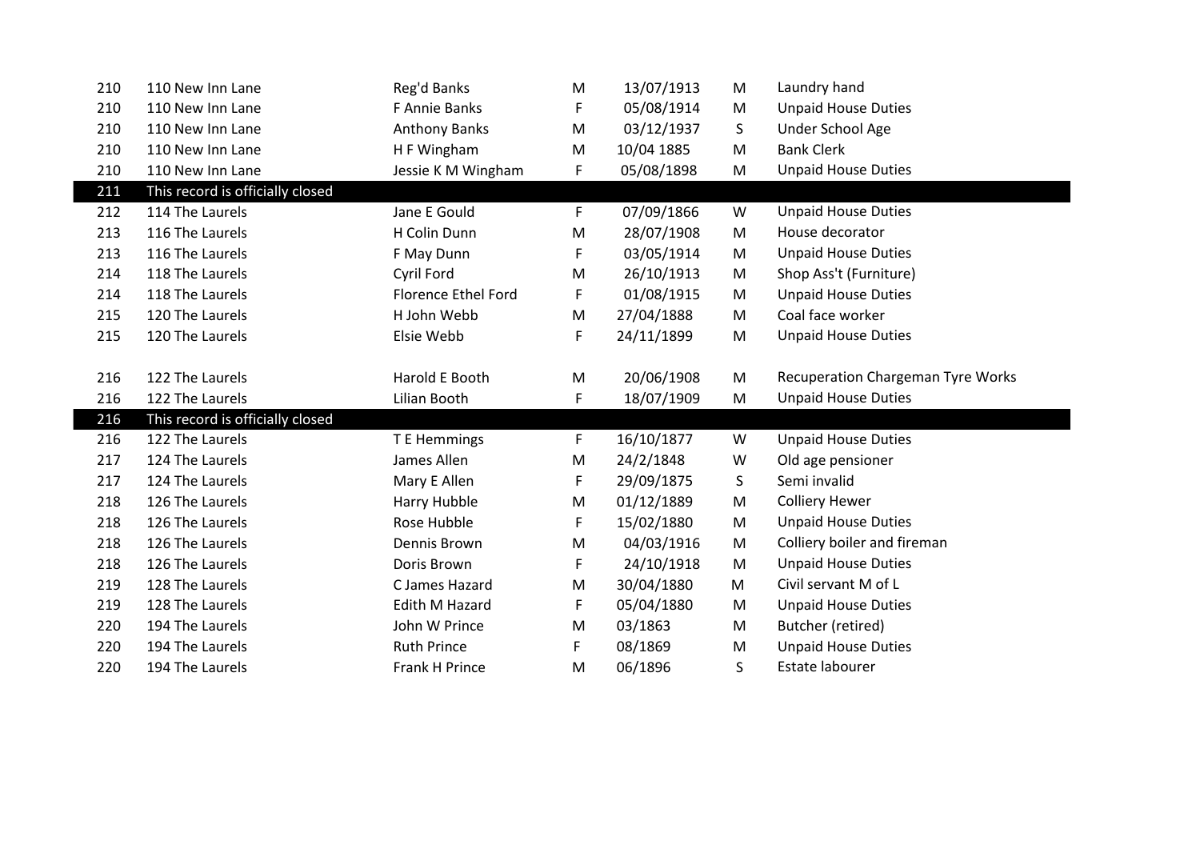| | | | | | | |
|---|---|---|---|---|---|---|
| 210 | 110 New Inn Lane | Reg'd Banks | M | 13/07/1913 | M | Laundry hand |
| 210 | 110 New Inn Lane | F Annie Banks | F | 05/08/1914 | M | Unpaid House Duties |
| 210 | 110 New Inn Lane | Anthony Banks | M | 03/12/1937 | S | Under School Age |
| 210 | 110 New Inn Lane | H F Wingham | M | 10/04 1885 | M | Bank Clerk |
| 210 | 110 New Inn Lane | Jessie K M Wingham | F | 05/08/1898 | M | Unpaid House Duties |
| 211 | This record is officially closed | | | | | |
| 212 | 114 The Laurels | Jane E Gould | F | 07/09/1866 | W | Unpaid House Duties |
| 213 | 116 The Laurels | H Colin Dunn | M | 28/07/1908 | M | House decorator |
| 213 | 116 The Laurels | F May Dunn | F | 03/05/1914 | M | Unpaid House Duties |
| 214 | 118 The Laurels | Cyril Ford | M | 26/10/1913 | M | Shop Ass't (Furniture) |
| 214 | 118 The Laurels | Florence Ethel Ford | F | 01/08/1915 | M | Unpaid House Duties |
| 215 | 120 The Laurels | H John Webb | M | 27/04/1888 | M | Coal face worker |
| 215 | 120 The Laurels | Elsie Webb | F | 24/11/1899 | M | Unpaid House Duties |
| | | | | | | |
| 216 | 122 The Laurels | Harold E Booth | M | 20/06/1908 | M | Recuperation Chargeman Tyre Works |
| 216 | 122 The Laurels | Lilian Booth | F | 18/07/1909 | M | Unpaid House Duties |
| 216 | This record is officially closed | | | | | |
| 216 | 122 The Laurels | T E Hemmings | F | 16/10/1877 | W | Unpaid House Duties |
| 217 | 124 The Laurels | James Allen | M | 24/2/1848 | W | Old age pensioner |
| 217 | 124 The Laurels | Mary E Allen | F | 29/09/1875 | S | Semi invalid |
| 218 | 126 The Laurels | Harry Hubble | M | 01/12/1889 | M | Colliery Hewer |
| 218 | 126 The Laurels | Rose Hubble | F | 15/02/1880 | M | Unpaid House Duties |
| 218 | 126 The Laurels | Dennis Brown | M | 04/03/1916 | M | Colliery boiler and fireman |
| 218 | 126 The Laurels | Doris Brown | F | 24/10/1918 | M | Unpaid House Duties |
| 219 | 128 The Laurels | C James Hazard | M | 30/04/1880 | M | Civil servant M of L |
| 219 | 128 The Laurels | Edith M Hazard | F | 05/04/1880 | M | Unpaid House Duties |
| 220 | 194 The Laurels | John W Prince | M | 03/1863 | M | Butcher (retired) |
| 220 | 194 The Laurels | Ruth Prince | F | 08/1869 | M | Unpaid House Duties |
| 220 | 194 The Laurels | Frank H Prince | M | 06/1896 | S | Estate labourer |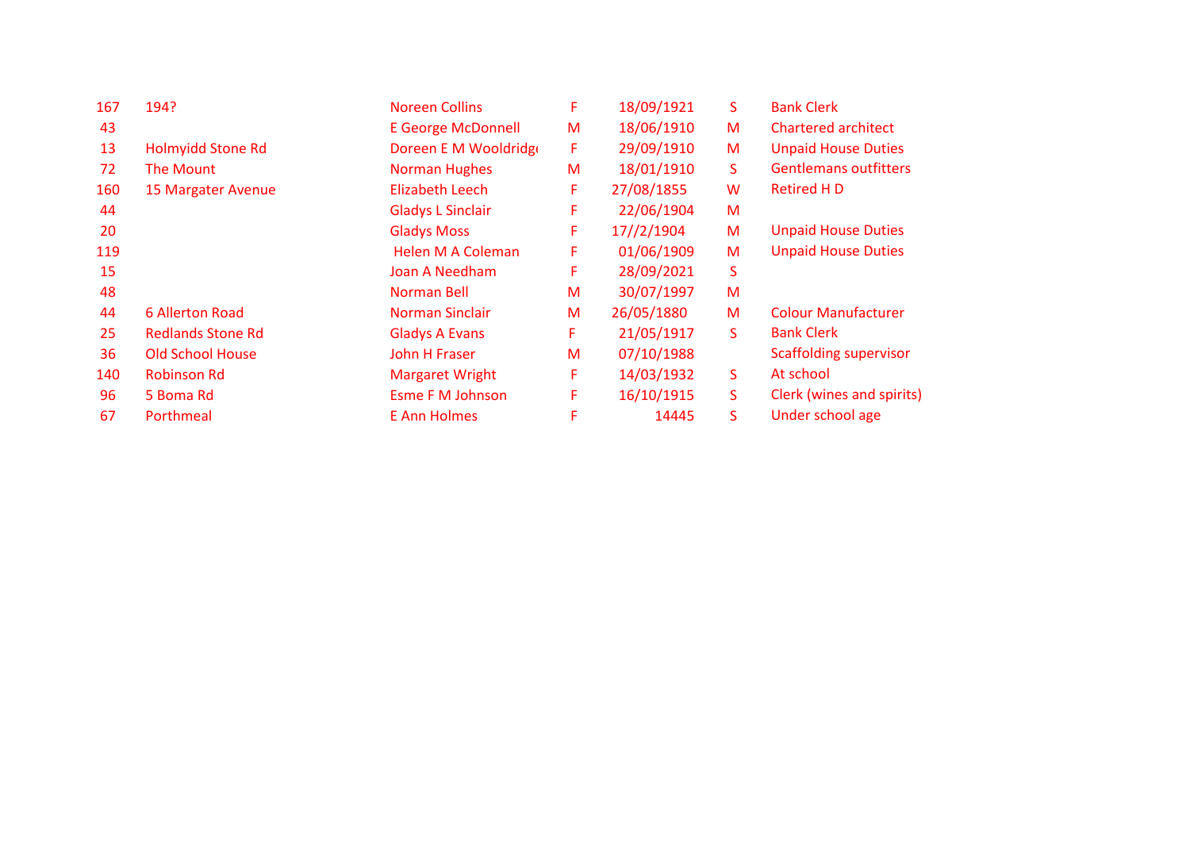| | | | | | | |
|---|---|---|---|---|---|---|
| 167 | 194? | Noreen Collins | F | 18/09/1921 | S | Bank Clerk |
| 43 | | E George McDonnell | M | 18/06/1910 | M | Chartered architect |
| 13 | Holmyidd Stone Rd | Doreen E M Wooldridge | F | 29/09/1910 | M | Unpaid House Duties |
| 72 | The Mount | Norman Hughes | M | 18/01/1910 | S | Gentlemans outfitters |
| 160 | 15 Margater Avenue | Elizabeth Leech | F | 27/08/1855 | W | Retired H D |
| 44 | | Gladys L Sinclair | F | 22/06/1904 | M | |
| 20 | | Gladys Moss | F | 17//2/1904 | M | Unpaid House Duties |
| 119 | | Helen M A Coleman | F | 01/06/1909 | M | Unpaid House Duties |
| 15 | | Joan A Needham | F | 28/09/2021 | S | |
| 48 | | Norman Bell | M | 30/07/1997 | M | |
| 44 | 6 Allerton Road | Norman Sinclair | M | 26/05/1880 | M | Colour Manufacturer |
| 25 | Redlands Stone Rd | Gladys A Evans | F | 21/05/1917 | S | Bank Clerk |
| 36 | Old School House | John H Fraser | M | 07/10/1988 | | Scaffolding supervisor |
| 140 | Robinson Rd | Margaret Wright | F | 14/03/1932 | S | At school |
| 96 | 5 Boma Rd | Esme F M Johnson | F | 16/10/1915 | S | Clerk (wines and spirits) |
| 67 | Porthmeal | E Ann Holmes | F | 14445 | S | Under school age |